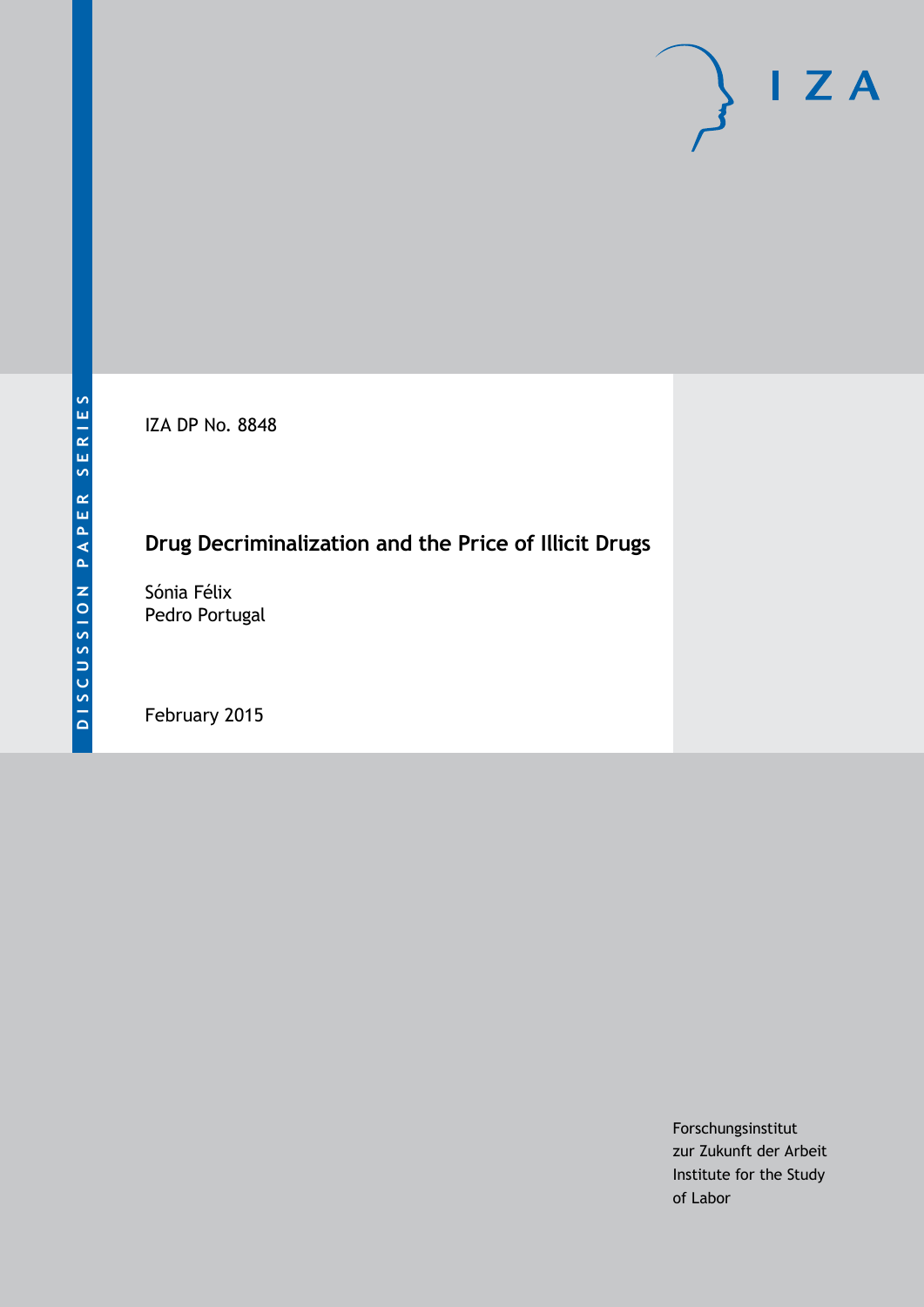IZA DP No. 8848

# Drug Decriminalization and the Price of Illicit Drugs

Sónia Félix
Pedro Portugal

February 2015

Forschungsinstitut
zur Zukunft der Arbeit
Institute for the Study
of Labor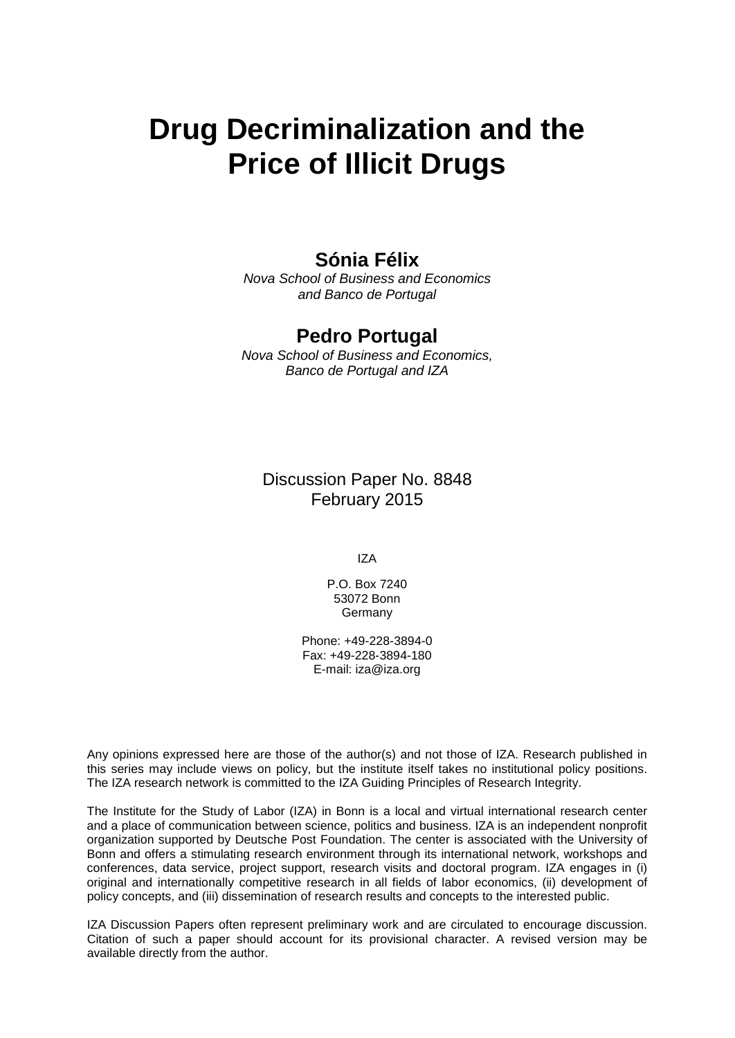# Drug Decriminalization and the Price of Illicit Drugs

**Sónia Félix**

*Nova School of Business and Economics and Banco de Portugal*

**Pedro Portugal**

*Nova School of Business and Economics, Banco de Portugal and IZA*

Discussion Paper No. 8848
February 2015

IZA

P.O. Box 7240
53072 Bonn
Germany

Phone: +49-228-3894-0
Fax: +49-228-3894-180
E-mail: iza@iza.org

Any opinions expressed here are those of the author(s) and not those of IZA. Research published in this series may include views on policy, but the institute itself takes no institutional policy positions. The IZA research network is committed to the IZA Guiding Principles of Research Integrity.

The Institute for the Study of Labor (IZA) in Bonn is a local and virtual international research center and a place of communication between science, politics and business. IZA is an independent nonprofit organization supported by Deutsche Post Foundation. The center is associated with the University of Bonn and offers a stimulating research environment through its international network, workshops and conferences, data service, project support, research visits and doctoral program. IZA engages in (i) original and internationally competitive research in all fields of labor economics, (ii) development of policy concepts, and (iii) dissemination of research results and concepts to the interested public.

IZA Discussion Papers often represent preliminary work and are circulated to encourage discussion. Citation of such a paper should account for its provisional character. A revised version may be available directly from the author.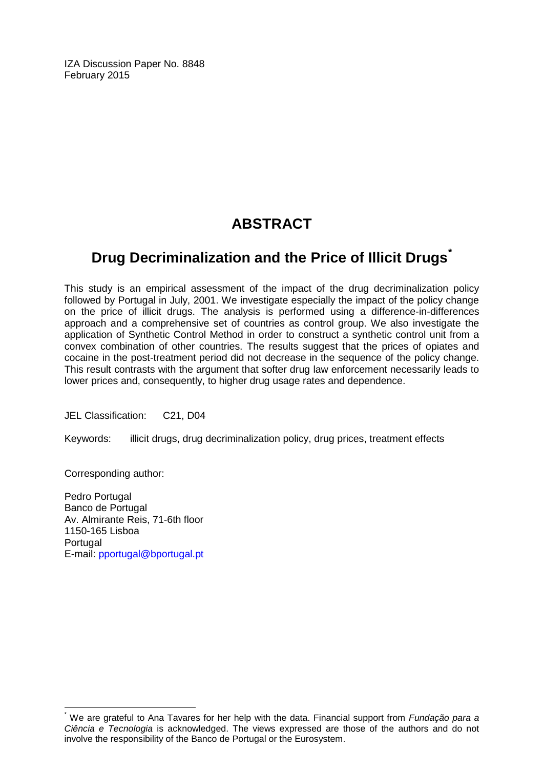IZA Discussion Paper No. 8848
February 2015

# ABSTRACT

## Drug Decriminalization and the Price of Illicit Drugs[*]

This study is an empirical assessment of the impact of the drug decriminalization policy followed by Portugal in July, 2001. We investigate especially the impact of the policy change on the price of illicit drugs. The analysis is performed using a difference-in-differences approach and a comprehensive set of countries as control group. We also investigate the application of Synthetic Control Method in order to construct a synthetic control unit from a convex combination of other countries. The results suggest that the prices of opiates and cocaine in the post-treatment period did not decrease in the sequence of the policy change. This result contrasts with the argument that softer drug law enforcement necessarily leads to lower prices and, consequently, to higher drug usage rates and dependence.

JEL Classification: C21, D04

Keywords: illicit drugs, drug decriminalization policy, drug prices, treatment effects

Corresponding author:

Pedro Portugal
Banco de Portugal
Av. Almirante Reis, 71-6th floor
1150-165 Lisboa
Portugal
E-mail: pportugal@bportugal.pt

[*] We are grateful to Ana Tavares for her help with the data. Financial support from *Fundação para a Ciência e Tecnologia* is acknowledged. The views expressed are those of the authors and do not involve the responsibility of the Banco de Portugal or the Eurosystem.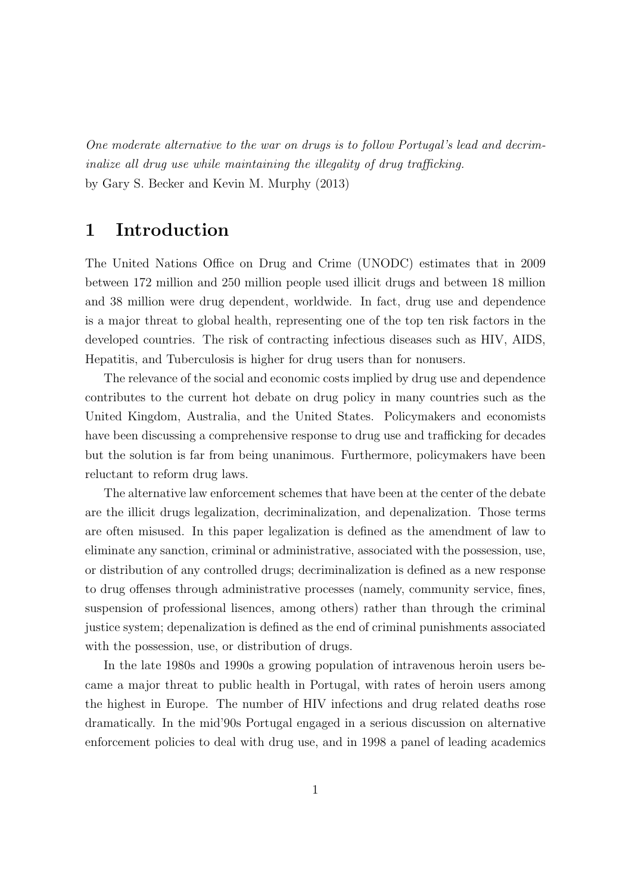*One moderate alternative to the war on drugs is to follow Portugal's lead and decriminalize all drug use while maintaining the illegality of drug trafficking.*
by Gary S. Becker and Kevin M. Murphy (2013)

# 1 Introduction

The United Nations Office on Drug and Crime (UNODC) estimates that in 2009 between 172 million and 250 million people used illicit drugs and between 18 million and 38 million were drug dependent, worldwide. In fact, drug use and dependence is a major threat to global health, representing one of the top ten risk factors in the developed countries. The risk of contracting infectious diseases such as HIV, AIDS, Hepatitis, and Tuberculosis is higher for drug users than for nonusers.

The relevance of the social and economic costs implied by drug use and dependence contributes to the current hot debate on drug policy in many countries such as the United Kingdom, Australia, and the United States. Policymakers and economists have been discussing a comprehensive response to drug use and trafficking for decades but the solution is far from being unanimous. Furthermore, policymakers have been reluctant to reform drug laws.

The alternative law enforcement schemes that have been at the center of the debate are the illicit drugs legalization, decriminalization, and depenalization. Those terms are often misused. In this paper legalization is defined as the amendment of law to eliminate any sanction, criminal or administrative, associated with the possession, use, or distribution of any controlled drugs; decriminalization is defined as a new response to drug offenses through administrative processes (namely, community service, fines, suspension of professional lisences, among others) rather than through the criminal justice system; depenalization is defined as the end of criminal punishments associated with the possession, use, or distribution of drugs.

In the late 1980s and 1990s a growing population of intravenous heroin users became a major threat to public health in Portugal, with rates of heroin users among the highest in Europe. The number of HIV infections and drug related deaths rose dramatically. In the mid'90s Portugal engaged in a serious discussion on alternative enforcement policies to deal with drug use, and in 1998 a panel of leading academics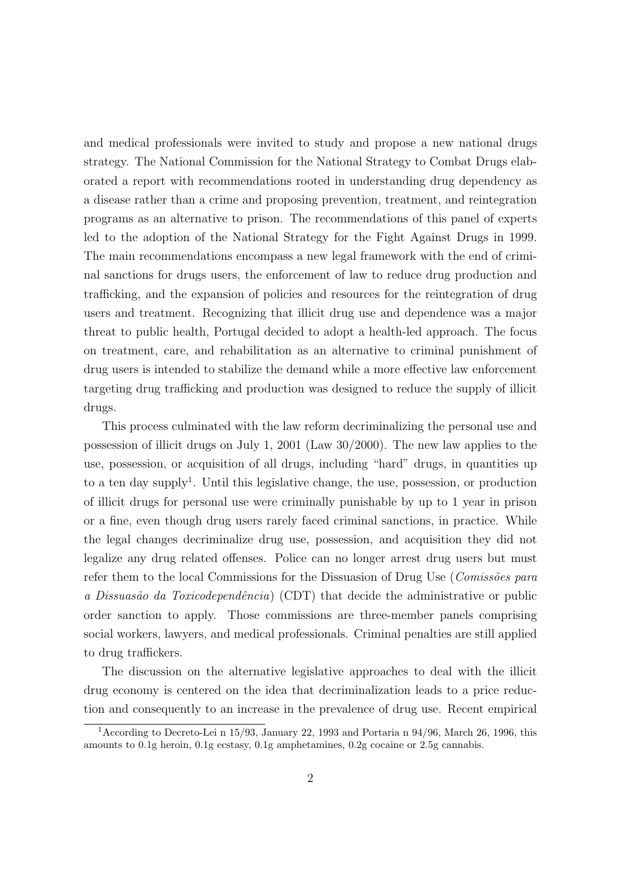and medical professionals were invited to study and propose a new national drugs strategy. The National Commission for the National Strategy to Combat Drugs elaborated a report with recommendations rooted in understanding drug dependency as a disease rather than a crime and proposing prevention, treatment, and reintegration programs as an alternative to prison. The recommendations of this panel of experts led to the adoption of the National Strategy for the Fight Against Drugs in 1999. The main recommendations encompass a new legal framework with the end of criminal sanctions for drugs users, the enforcement of law to reduce drug production and trafficking, and the expansion of policies and resources for the reintegration of drug users and treatment. Recognizing that illicit drug use and dependence was a major threat to public health, Portugal decided to adopt a health-led approach. The focus on treatment, care, and rehabilitation as an alternative to criminal punishment of drug users is intended to stabilize the demand while a more effective law enforcement targeting drug trafficking and production was designed to reduce the supply of illicit drugs.

This process culminated with the law reform decriminalizing the personal use and possession of illicit drugs on July 1, 2001 (Law 30/2000). The new law applies to the use, possession, or acquisition of all drugs, including "hard" drugs, in quantities up to a ten day supply[1]. Until this legislative change, the use, possession, or production of illicit drugs for personal use were criminally punishable by up to 1 year in prison or a fine, even though drug users rarely faced criminal sanctions, in practice. While the legal changes decriminalize drug use, possession, and acquisition they did not legalize any drug related offenses. Police can no longer arrest drug users but must refer them to the local Commissions for the Dissuasion of Drug Use (*Comissões para a Dissuasão da Toxicodependência*) (CDT) that decide the administrative or public order sanction to apply. Those commissions are three-member panels comprising social workers, lawyers, and medical professionals. Criminal penalties are still applied to drug traffickers.

The discussion on the alternative legislative approaches to deal with the illicit drug economy is centered on the idea that decriminalization leads to a price reduction and consequently to an increase in the prevalence of drug use. Recent empirical

[1] According to Decreto-Lei n 15/93, January 22, 1993 and Portaria n 94/96, March 26, 1996, this amounts to 0.1g heroin, 0.1g ecstasy, 0.1g amphetamines, 0.2g cocaine or 2.5g cannabis.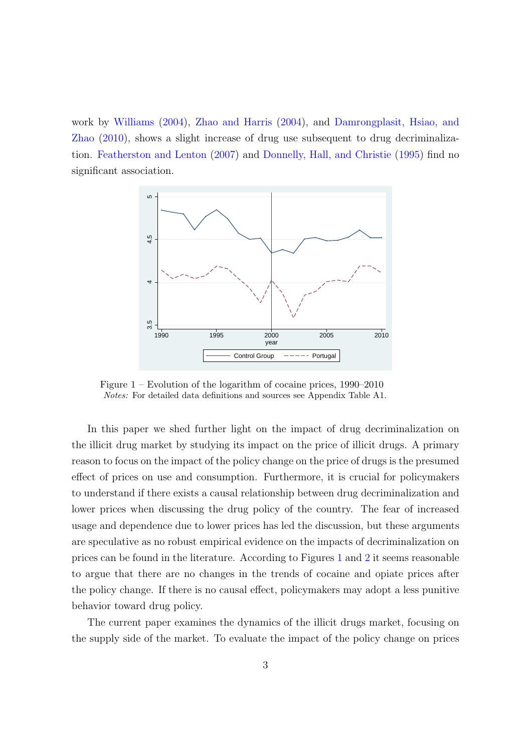work by Williams (2004), Zhao and Harris (2004), and Damrongplasit, Hsiao, and Zhao (2010), shows a slight increase of drug use subsequent to drug decriminalization. Featherston and Lenton (2007) and Donnelly, Hall, and Christie (1995) find no significant association.

Figure 1 – Evolution of the logarithm of cocaine prices, 1990–2010
*Notes:* For detailed data definitions and sources see Appendix Table A1.

In this paper we shed further light on the impact of drug decriminalization on the illicit drug market by studying its impact on the price of illicit drugs. A primary reason to focus on the impact of the policy change on the price of drugs is the presumed effect of prices on use and consumption. Furthermore, it is crucial for policymakers to understand if there exists a causal relationship between drug decriminalization and lower prices when discussing the drug policy of the country. The fear of increased usage and dependence due to lower prices has led the discussion, but these arguments are speculative as no robust empirical evidence on the impacts of decriminalization on prices can be found in the literature. According to Figures 1 and 2 it seems reasonable to argue that there are no changes in the trends of cocaine and opiate prices after the policy change. If there is no causal effect, policymakers may adopt a less punitive behavior toward drug policy.

The current paper examines the dynamics of the illicit drugs market, focusing on the supply side of the market. To evaluate the impact of the policy change on prices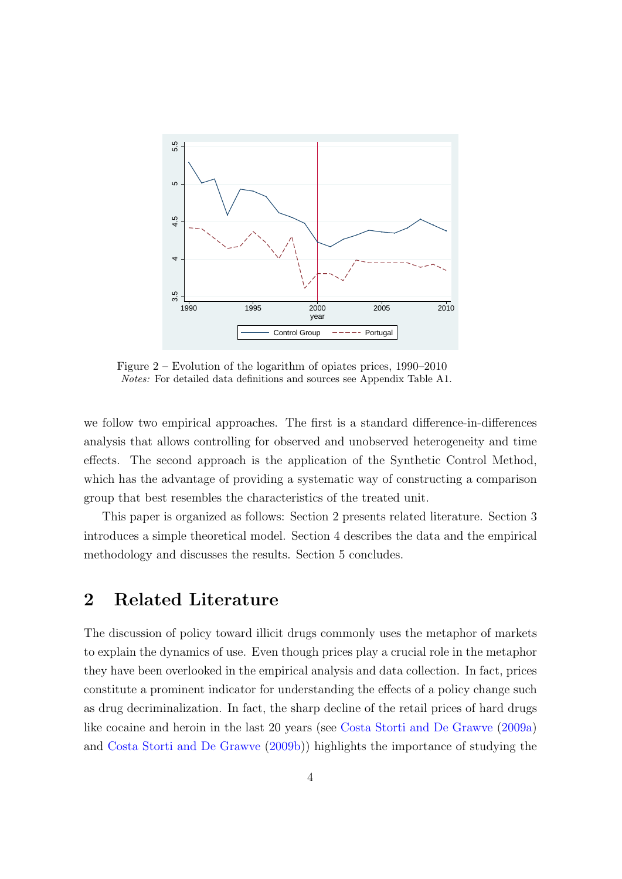Figure 2 – Evolution of the logarithm of opiates prices, 1990–2010
*Notes:* For detailed data definitions and sources see Appendix Table A1.

we follow two empirical approaches. The first is a standard difference-in-differences analysis that allows controlling for observed and unobserved heterogeneity and time effects. The second approach is the application of the Synthetic Control Method, which has the advantage of providing a systematic way of constructing a comparison group that best resembles the characteristics of the treated unit.

This paper is organized as follows: Section 2 presents related literature. Section 3 introduces a simple theoretical model. Section 4 describes the data and the empirical methodology and discusses the results. Section 5 concludes.

## 2 Related Literature

The discussion of policy toward illicit drugs commonly uses the metaphor of markets to explain the dynamics of use. Even though prices play a crucial role in the metaphor they have been overlooked in the empirical analysis and data collection. In fact, prices constitute a prominent indicator for understanding the effects of a policy change such as drug decriminalization. In fact, the sharp decline of the retail prices of hard drugs like cocaine and heroin in the last 20 years (see Costa Storti and De Grawve (2009a) and Costa Storti and De Grawve (2009b)) highlights the importance of studying the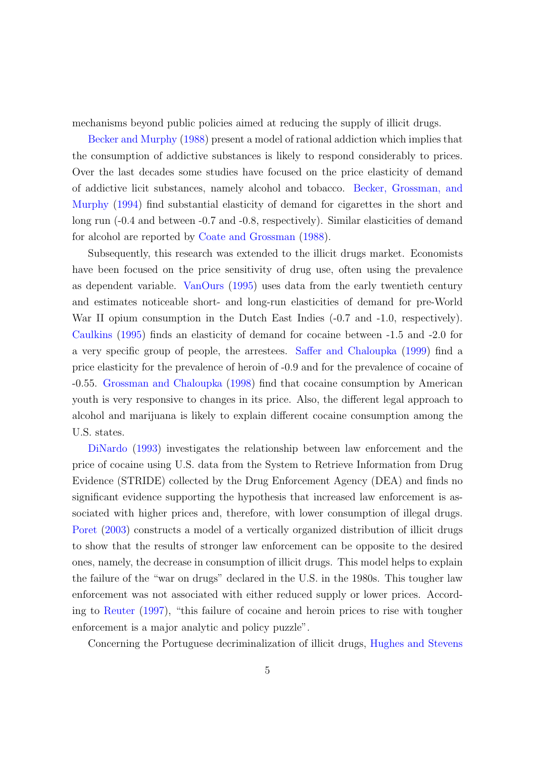mechanisms beyond public policies aimed at reducing the supply of illicit drugs.

Becker and Murphy (1988) present a model of rational addiction which implies that the consumption of addictive substances is likely to respond considerably to prices. Over the last decades some studies have focused on the price elasticity of demand of addictive licit substances, namely alcohol and tobacco. Becker, Grossman, and Murphy (1994) find substantial elasticity of demand for cigarettes in the short and long run (-0.4 and between -0.7 and -0.8, respectively). Similar elasticities of demand for alcohol are reported by Coate and Grossman (1988).

Subsequently, this research was extended to the illicit drugs market. Economists have been focused on the price sensitivity of drug use, often using the prevalence as dependent variable. VanOurs (1995) uses data from the early twentieth century and estimates noticeable short- and long-run elasticities of demand for pre-World War II opium consumption in the Dutch East Indies (-0.7 and -1.0, respectively). Caulkins (1995) finds an elasticity of demand for cocaine between -1.5 and -2.0 for a very specific group of people, the arrestees. Saffer and Chaloupka (1999) find a price elasticity for the prevalence of heroin of -0.9 and for the prevalence of cocaine of -0.55. Grossman and Chaloupka (1998) find that cocaine consumption by American youth is very responsive to changes in its price. Also, the different legal approach to alcohol and marijuana is likely to explain different cocaine consumption among the U.S. states.

DiNardo (1993) investigates the relationship between law enforcement and the price of cocaine using U.S. data from the System to Retrieve Information from Drug Evidence (STRIDE) collected by the Drug Enforcement Agency (DEA) and finds no significant evidence supporting the hypothesis that increased law enforcement is associated with higher prices and, therefore, with lower consumption of illegal drugs. Poret (2003) constructs a model of a vertically organized distribution of illicit drugs to show that the results of stronger law enforcement can be opposite to the desired ones, namely, the decrease in consumption of illicit drugs. This model helps to explain the failure of the "war on drugs" declared in the U.S. in the 1980s. This tougher law enforcement was not associated with either reduced supply or lower prices. According to Reuter (1997), "this failure of cocaine and heroin prices to rise with tougher enforcement is a major analytic and policy puzzle".

Concerning the Portuguese decriminalization of illicit drugs, Hughes and Stevens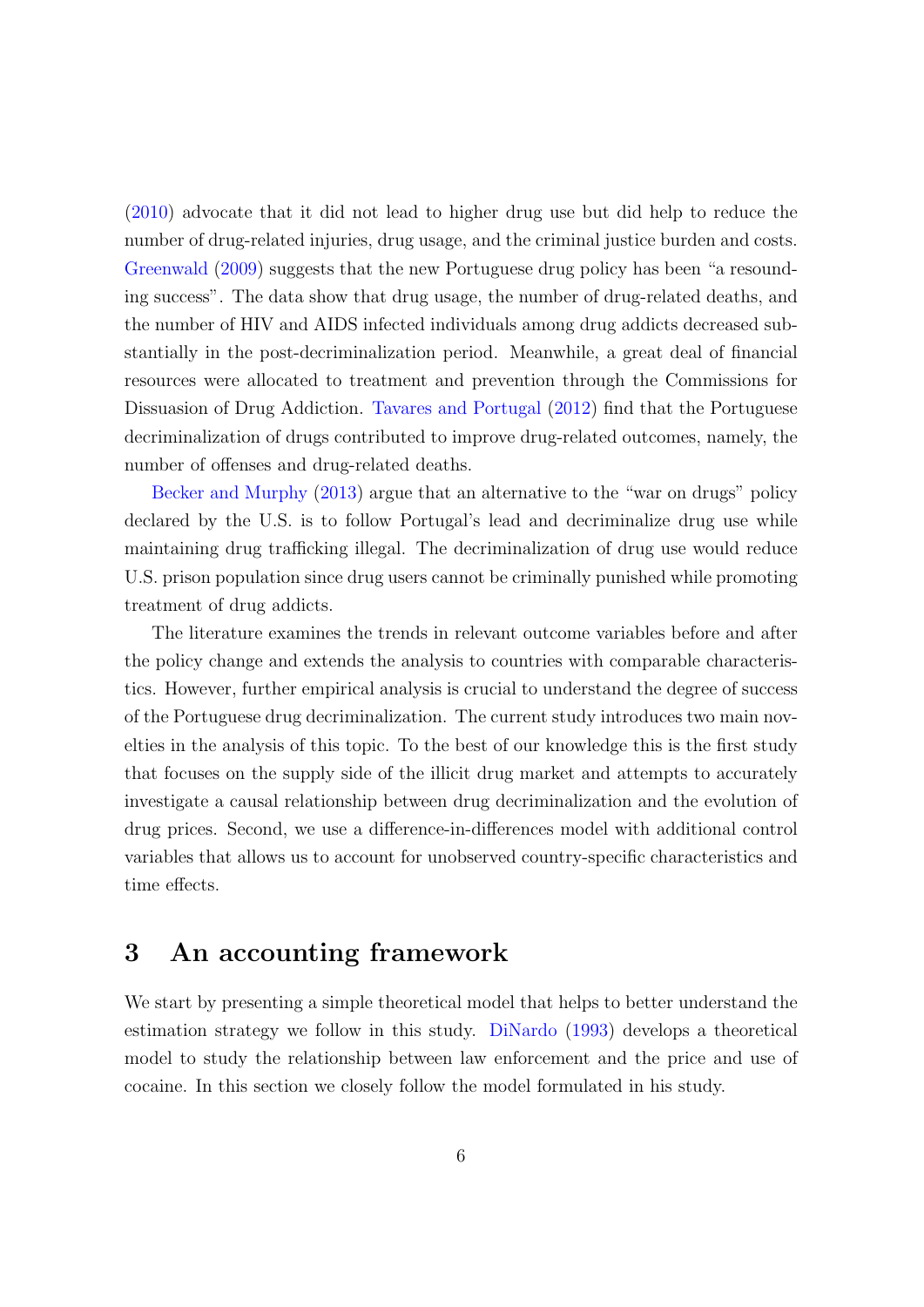(2010) advocate that it did not lead to higher drug use but did help to reduce the number of drug-related injuries, drug usage, and the criminal justice burden and costs. Greenwald (2009) suggests that the new Portuguese drug policy has been "a resounding success". The data show that drug usage, the number of drug-related deaths, and the number of HIV and AIDS infected individuals among drug addicts decreased substantially in the post-decriminalization period. Meanwhile, a great deal of financial resources were allocated to treatment and prevention through the Commissions for Dissuasion of Drug Addiction. Tavares and Portugal (2012) find that the Portuguese decriminalization of drugs contributed to improve drug-related outcomes, namely, the number of offenses and drug-related deaths.

Becker and Murphy (2013) argue that an alternative to the "war on drugs" policy declared by the U.S. is to follow Portugal's lead and decriminalize drug use while maintaining drug trafficking illegal. The decriminalization of drug use would reduce U.S. prison population since drug users cannot be criminally punished while promoting treatment of drug addicts.

The literature examines the trends in relevant outcome variables before and after the policy change and extends the analysis to countries with comparable characteristics. However, further empirical analysis is crucial to understand the degree of success of the Portuguese drug decriminalization. The current study introduces two main novelties in the analysis of this topic. To the best of our knowledge this is the first study that focuses on the supply side of the illicit drug market and attempts to accurately investigate a causal relationship between drug decriminalization and the evolution of drug prices. Second, we use a difference-in-differences model with additional control variables that allows us to account for unobserved country-specific characteristics and time effects.

# 3 An accounting framework

We start by presenting a simple theoretical model that helps to better understand the estimation strategy we follow in this study. DiNardo (1993) develops a theoretical model to study the relationship between law enforcement and the price and use of cocaine. In this section we closely follow the model formulated in his study.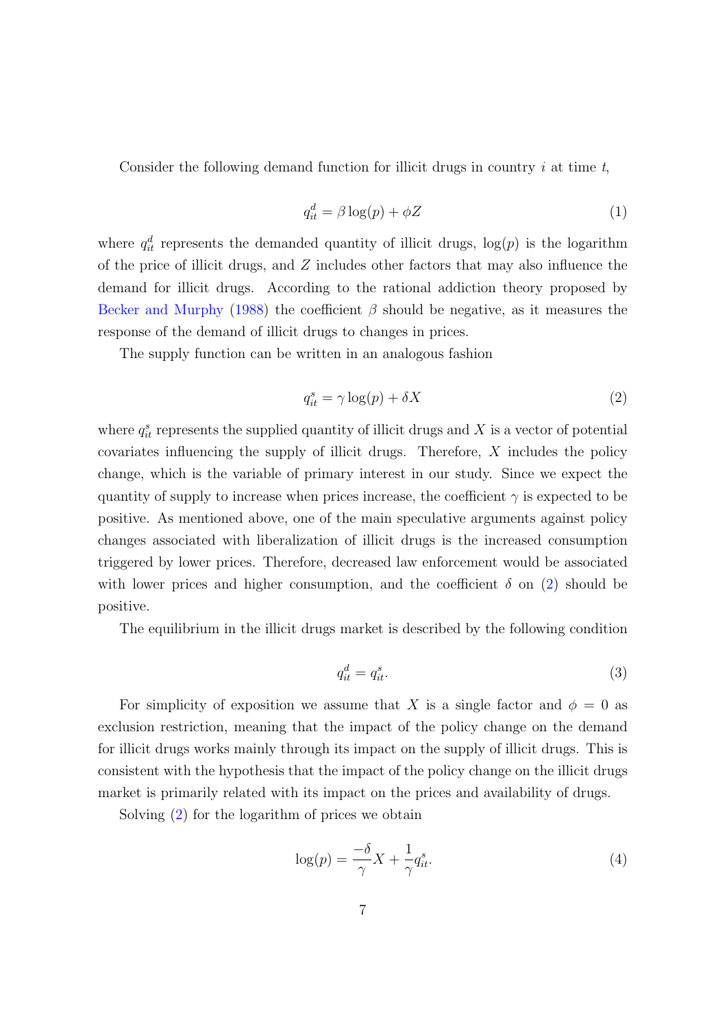Consider the following demand function for illicit drugs in country $i$ at time $t$,

$$q_{it}^{d} = \beta \log(p) + \phi Z \tag{1}$$

where $q_{it}^{d}$ represents the demanded quantity of illicit drugs, $\log(p)$ is the logarithm of the price of illicit drugs, and $Z$ includes other factors that may also influence the demand for illicit drugs. According to the rational addiction theory proposed by Becker and Murphy (1988) the coefficient $\beta$ should be negative, as it measures the response of the demand of illicit drugs to changes in prices.

The supply function can be written in an analogous fashion

$$q_{it}^{s} = \gamma \log(p) + \delta X \tag{2}$$

where $q_{it}^{s}$ represents the supplied quantity of illicit drugs and $X$ is a vector of potential covariates influencing the supply of illicit drugs. Therefore, $X$ includes the policy change, which is the variable of primary interest in our study. Since we expect the quantity of supply to increase when prices increase, the coefficient $\gamma$ is expected to be positive. As mentioned above, one of the main speculative arguments against policy changes associated with liberalization of illicit drugs is the increased consumption triggered by lower prices. Therefore, decreased law enforcement would be associated with lower prices and higher consumption, and the coefficient $\delta$ on (2) should be positive.

The equilibrium in the illicit drugs market is described by the following condition

$$q_{it}^{d} = q_{it}^{s}. \tag{3}$$

For simplicity of exposition we assume that $X$ is a single factor and $\phi = 0$ as exclusion restriction, meaning that the impact of the policy change on the demand for illicit drugs works mainly through its impact on the supply of illicit drugs. This is consistent with the hypothesis that the impact of the policy change on the illicit drugs market is primarily related with its impact on the prices and availability of drugs.

Solving (2) for the logarithm of prices we obtain

$$\log(p) = \frac{-\delta}{\gamma} X + \frac{1}{\gamma} q_{it}^{s}. \tag{4}$$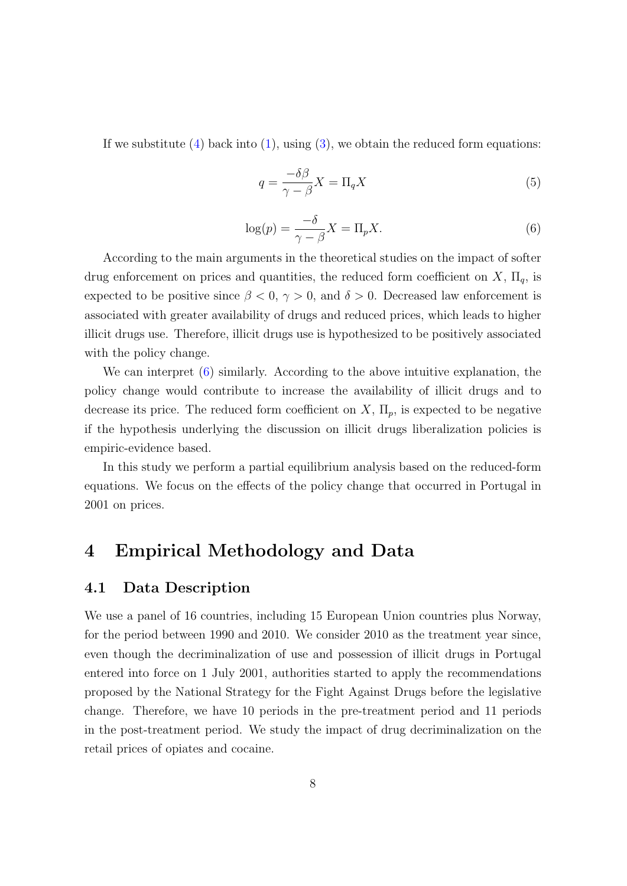If we substitute (4) back into (1), using (3), we obtain the reduced form equations:

$$q = \frac{-\delta\beta}{\gamma - \beta}X = \Pi_q X \tag{5}$$

$$\log(p) = \frac{-\delta}{\gamma - \beta}X = \Pi_p X. \tag{6}$$

According to the main arguments in the theoretical studies on the impact of softer drug enforcement on prices and quantities, the reduced form coefficient on $X$, $\Pi_q$, is expected to be positive since $\beta < 0$, $\gamma > 0$, and $\delta > 0$. Decreased law enforcement is associated with greater availability of drugs and reduced prices, which leads to higher illicit drugs use. Therefore, illicit drugs use is hypothesized to be positively associated with the policy change.

We can interpret (6) similarly. According to the above intuitive explanation, the policy change would contribute to increase the availability of illicit drugs and to decrease its price. The reduced form coefficient on $X$, $\Pi_p$, is expected to be negative if the hypothesis underlying the discussion on illicit drugs liberalization policies is empiric-evidence based.

In this study we perform a partial equilibrium analysis based on the reduced-form equations. We focus on the effects of the policy change that occurred in Portugal in 2001 on prices.

# 4 Empirical Methodology and Data

## 4.1 Data Description

We use a panel of 16 countries, including 15 European Union countries plus Norway, for the period between 1990 and 2010. We consider 2010 as the treatment year since, even though the decriminalization of use and possession of illicit drugs in Portugal entered into force on 1 July 2001, authorities started to apply the recommendations proposed by the National Strategy for the Fight Against Drugs before the legislative change. Therefore, we have 10 periods in the pre-treatment period and 11 periods in the post-treatment period. We study the impact of drug decriminalization on the retail prices of opiates and cocaine.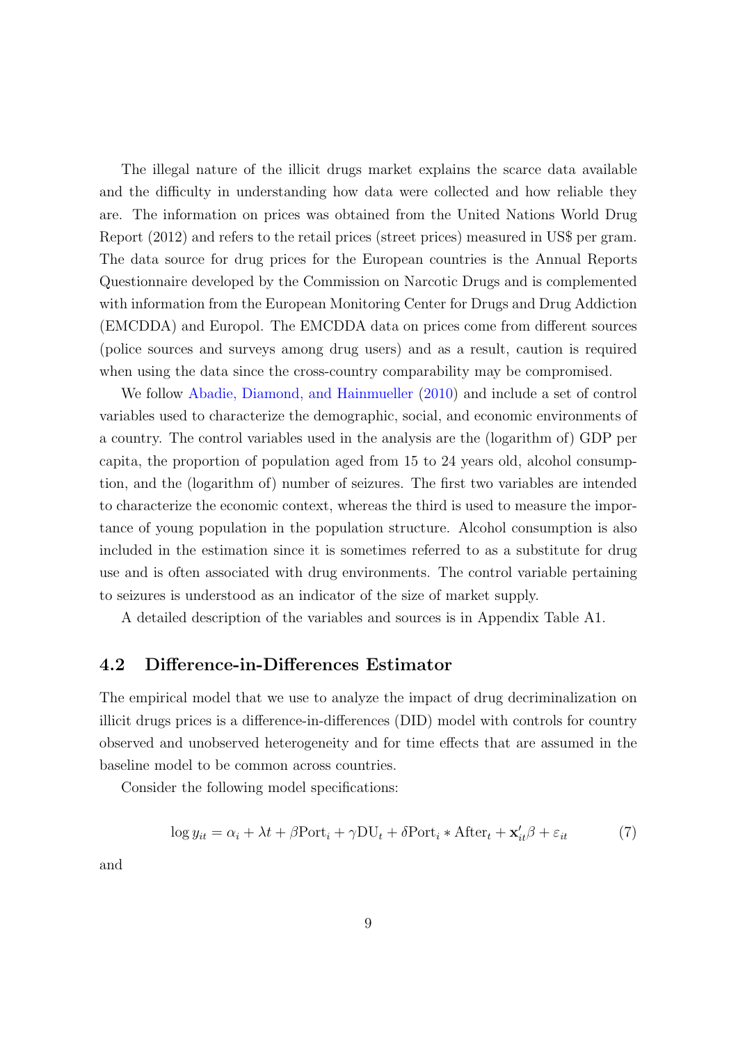The illegal nature of the illicit drugs market explains the scarce data available and the difficulty in understanding how data were collected and how reliable they are. The information on prices was obtained from the United Nations World Drug Report (2012) and refers to the retail prices (street prices) measured in US$ per gram. The data source for drug prices for the European countries is the Annual Reports Questionnaire developed by the Commission on Narcotic Drugs and is complemented with information from the European Monitoring Center for Drugs and Drug Addiction (EMCDDA) and Europol. The EMCDDA data on prices come from different sources (police sources and surveys among drug users) and as a result, caution is required when using the data since the cross-country comparability may be compromised.

We follow Abadie, Diamond, and Hainmueller (2010) and include a set of control variables used to characterize the demographic, social, and economic environments of a country. The control variables used in the analysis are the (logarithm of) GDP per capita, the proportion of population aged from 15 to 24 years old, alcohol consumption, and the (logarithm of) number of seizures. The first two variables are intended to characterize the economic context, whereas the third is used to measure the importance of young population in the population structure. Alcohol consumption is also included in the estimation since it is sometimes referred to as a substitute for drug use and is often associated with drug environments. The control variable pertaining to seizures is understood as an indicator of the size of market supply.

A detailed description of the variables and sources is in Appendix Table A1.

## 4.2 Difference-in-Differences Estimator

The empirical model that we use to analyze the impact of drug decriminalization on illicit drugs prices is a difference-in-differences (DID) model with controls for country observed and unobserved heterogeneity and for time effects that are assumed in the baseline model to be common across countries.

Consider the following model specifications:

$$\log y_{it} = \alpha_i + \lambda t + \beta \text{Port}_i + \gamma \text{DU}_t + \delta \text{Port}_i * \text{After}_t + \mathbf{x}_{it}' \beta + \varepsilon_{it} \tag{7}$$

and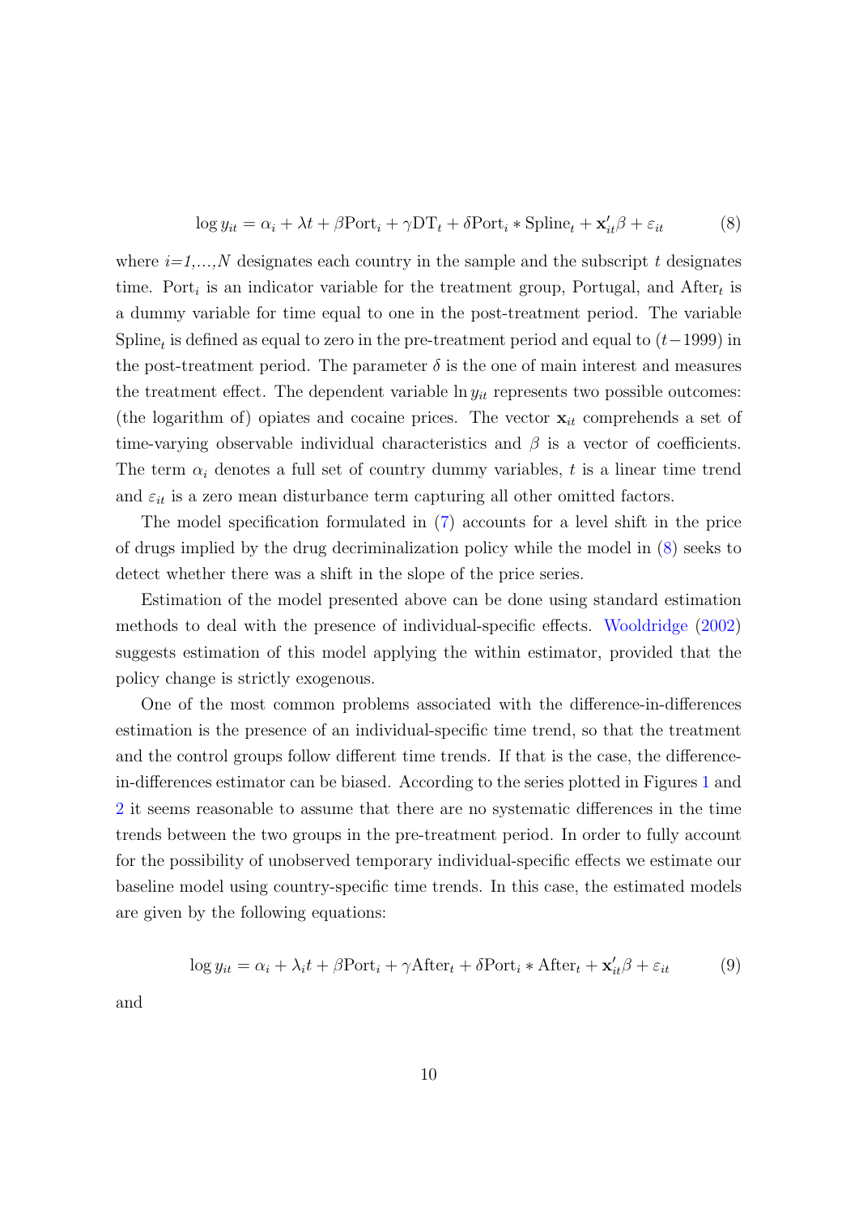$$\log y_{it} = \alpha_i + \lambda t + \beta \text{Port}_i + \gamma \text{DT}_t + \delta \text{Port}_i * \text{Spline}_t + \mathbf{x}'_{it}\beta + \varepsilon_{it} \tag{8}$$

where $i$=*1,...,N* designates each country in the sample and the subscript $t$ designates time. $\text{Port}_i$ is an indicator variable for the treatment group, Portugal, and $\text{After}_t$ is a dummy variable for time equal to one in the post-treatment period. The variable $\text{Spline}_t$ is defined as equal to zero in the pre-treatment period and equal to $(t-1999)$ in the post-treatment period. The parameter $\delta$ is the one of main interest and measures the treatment effect. The dependent variable $\ln y_{it}$ represents two possible outcomes: (the logarithm of) opiates and cocaine prices. The vector $\mathbf{x}_{it}$ comprehends a set of time-varying observable individual characteristics and $\beta$ is a vector of coefficients. The term $\alpha_i$ denotes a full set of country dummy variables, $t$ is a linear time trend and $\varepsilon_{it}$ is a zero mean disturbance term capturing all other omitted factors.

The model specification formulated in (7) accounts for a level shift in the price of drugs implied by the drug decriminalization policy while the model in (8) seeks to detect whether there was a shift in the slope of the price series.

Estimation of the model presented above can be done using standard estimation methods to deal with the presence of individual-specific effects. Wooldridge (2002) suggests estimation of this model applying the within estimator, provided that the policy change is strictly exogenous.

One of the most common problems associated with the difference-in-differences estimation is the presence of an individual-specific time trend, so that the treatment and the control groups follow different time trends. If that is the case, the difference-in-differences estimator can be biased. According to the series plotted in Figures 1 and 2 it seems reasonable to assume that there are no systematic differences in the time trends between the two groups in the pre-treatment period. In order to fully account for the possibility of unobserved temporary individual-specific effects we estimate our baseline model using country-specific time trends. In this case, the estimated models are given by the following equations:

$$\log y_{it} = \alpha_i + \lambda_i t + \beta \text{Port}_i + \gamma \text{After}_t + \delta \text{Port}_i * \text{After}_t + \mathbf{x}'_{it}\beta + \varepsilon_{it} \tag{9}$$

and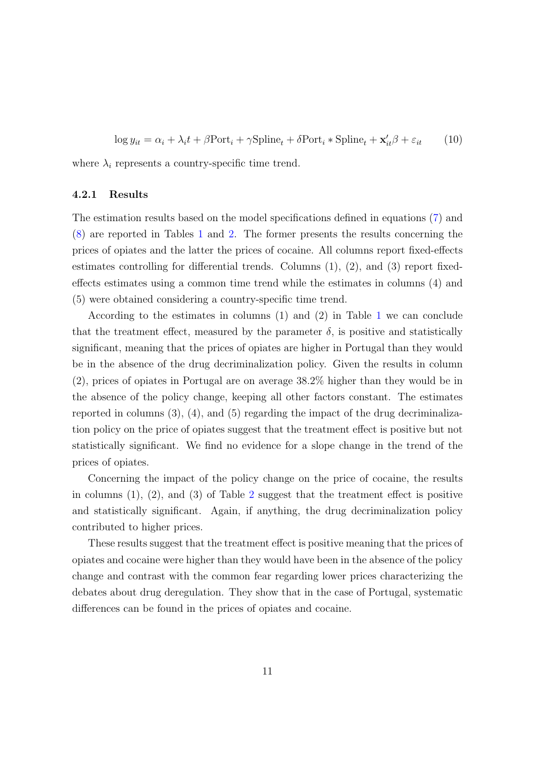$$\log y_{it} = \alpha_i + \lambda_i t + \beta \text{Port}_i + \gamma \text{Spline}_t + \delta \text{Port}_i * \text{Spline}_t + \mathbf{x}'_{it}\beta + \varepsilon_{it} \tag{10}$$

where $\lambda_i$ represents a country-specific time trend.

#### 4.2.1 Results

The estimation results based on the model specifications defined in equations (7) and (8) are reported in Tables 1 and 2. The former presents the results concerning the prices of opiates and the latter the prices of cocaine. All columns report fixed-effects estimates controlling for differential trends. Columns (1), (2), and (3) report fixed-effects estimates using a common time trend while the estimates in columns (4) and (5) were obtained considering a country-specific time trend.

According to the estimates in columns (1) and (2) in Table 1 we can conclude that the treatment effect, measured by the parameter $\delta$, is positive and statistically significant, meaning that the prices of opiates are higher in Portugal than they would be in the absence of the drug decriminalization policy. Given the results in column (2), prices of opiates in Portugal are on average 38.2% higher than they would be in the absence of the policy change, keeping all other factors constant. The estimates reported in columns (3), (4), and (5) regarding the impact of the drug decriminalization policy on the price of opiates suggest that the treatment effect is positive but not statistically significant. We find no evidence for a slope change in the trend of the prices of opiates.

Concerning the impact of the policy change on the price of cocaine, the results in columns (1), (2), and (3) of Table 2 suggest that the treatment effect is positive and statistically significant. Again, if anything, the drug decriminalization policy contributed to higher prices.

These results suggest that the treatment effect is positive meaning that the prices of opiates and cocaine were higher than they would have been in the absence of the policy change and contrast with the common fear regarding lower prices characterizing the debates about drug deregulation. They show that in the case of Portugal, systematic differences can be found in the prices of opiates and cocaine.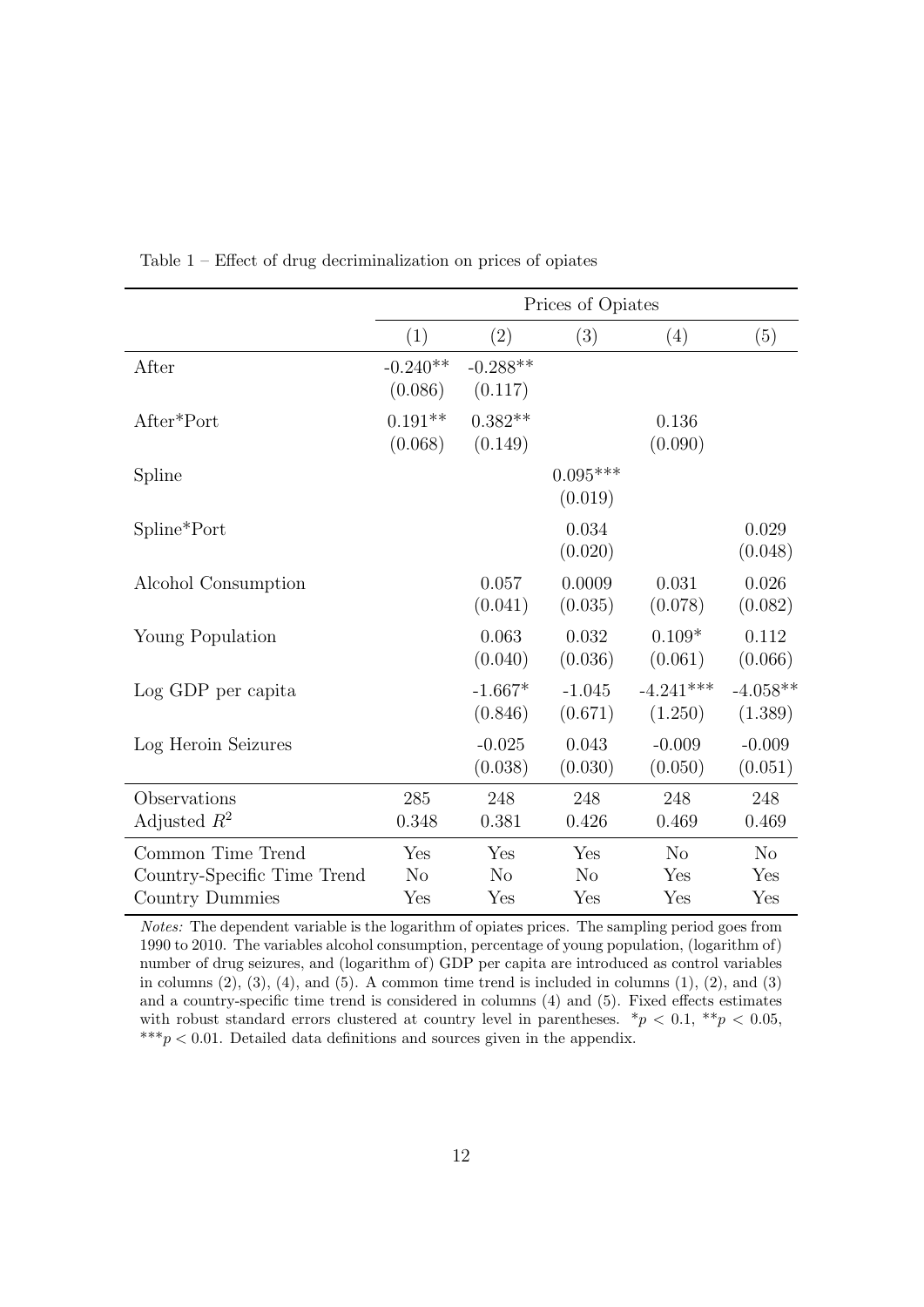Table 1 – Effect of drug decriminalization on prices of opiates

| | Prices of Opiates | | | | |
|---|---|---|---|---|---|
| | (1) | (2) | (3) | (4) | (5) |
| After | -0.240** | -0.288** | | | |
| | (0.086) | (0.117) | | | |
| After*Port | 0.191** | 0.382** | | 0.136 | |
| | (0.068) | (0.149) | | (0.090) | |
| Spline | | | 0.095*** | | |
| | | | (0.019) | | |
| Spline*Port | | | 0.034 | | 0.029 |
| | | | (0.020) | | (0.048) |
| Alcohol Consumption | | 0.057 | 0.0009 | 0.031 | 0.026 |
| | | (0.041) | (0.035) | (0.078) | (0.082) |
| Young Population | | 0.063 | 0.032 | 0.109* | 0.112 |
| | | (0.040) | (0.036) | (0.061) | (0.066) |
| Log GDP per capita | | -1.667* | -1.045 | -4.241*** | -4.058** |
| | | (0.846) | (0.671) | (1.250) | (1.389) |
| Log Heroin Seizures | | -0.025 | 0.043 | -0.009 | -0.009 |
| | | (0.038) | (0.030) | (0.050) | (0.051) |
| Observations | 285 | 248 | 248 | 248 | 248 |
| Adjusted $R^2$ | 0.348 | 0.381 | 0.426 | 0.469 | 0.469 |
| Common Time Trend | Yes | Yes | Yes | No | No |
| Country-Specific Time Trend | No | No | No | Yes | Yes |
| Country Dummies | Yes | Yes | Yes | Yes | Yes |

*Notes:* The dependent variable is the logarithm of opiates prices. The sampling period goes from 1990 to 2010. The variables alcohol consumption, percentage of young population, (logarithm of) number of drug seizures, and (logarithm of) GDP per capita are introduced as control variables in columns (2), (3), (4), and (5). A common time trend is included in columns (1), (2), and (3) and a country-specific time trend is considered in columns (4) and (5). Fixed effects estimates with robust standard errors clustered at country level in parentheses. $^{*}p < 0.1$, $^{**}p < 0.05$, $^{***}p < 0.01$. Detailed data definitions and sources given in the appendix.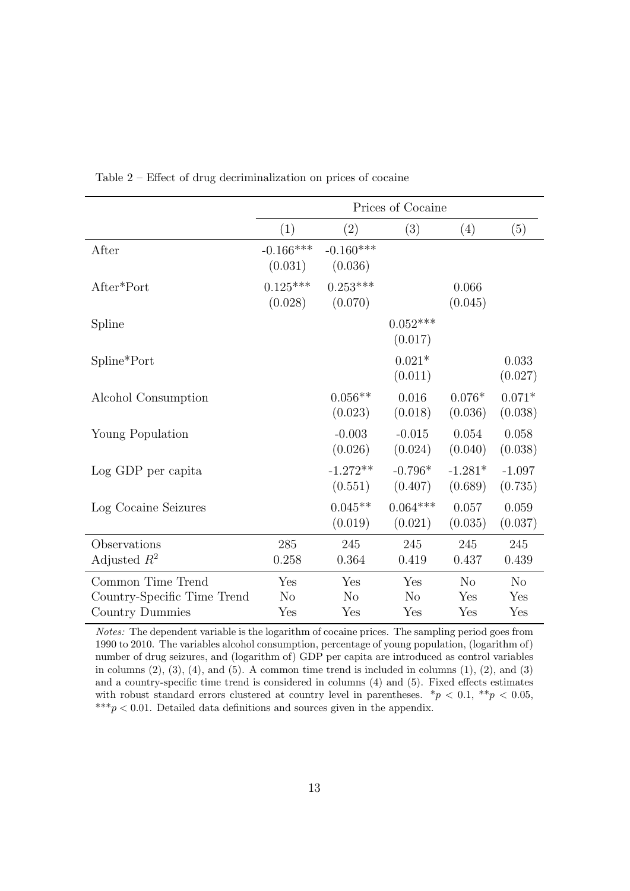Table 2 – Effect of drug decriminalization on prices of cocaine

| | Prices of Cocaine | | | | |
|---|---|---|---|---|---|
| | (1) | (2) | (3) | (4) | (5) |
| After | -0.166*** | -0.160*** | | | |
| | (0.031) | (0.036) | | | |
| After*Port | 0.125*** | 0.253*** | | 0.066 | |
| | (0.028) | (0.070) | | (0.045) | |
| Spline | | | 0.052*** | | |
| | | | (0.017) | | |
| Spline*Port | | | 0.021* | | 0.033 |
| | | | (0.011) | | (0.027) |
| Alcohol Consumption | | 0.056** | 0.016 | 0.076* | 0.071* |
| | | (0.023) | (0.018) | (0.036) | (0.038) |
| Young Population | | -0.003 | -0.015 | 0.054 | 0.058 |
| | | (0.026) | (0.024) | (0.040) | (0.038) |
| Log GDP per capita | | -1.272** | -0.796* | -1.281* | -1.097 |
| | | (0.551) | (0.407) | (0.689) | (0.735) |
| Log Cocaine Seizures | | 0.045** | 0.064*** | 0.057 | 0.059 |
| | | (0.019) | (0.021) | (0.035) | (0.037) |
| Observations | 285 | 245 | 245 | 245 | 245 |
| Adjusted $R^2$ | 0.258 | 0.364 | 0.419 | 0.437 | 0.439 |
| Common Time Trend | Yes | Yes | Yes | No | No |
| Country-Specific Time Trend | No | No | No | Yes | Yes |
| Country Dummies | Yes | Yes | Yes | Yes | Yes |

*Notes:* The dependent variable is the logarithm of cocaine prices. The sampling period goes from 1990 to 2010. The variables alcohol consumption, percentage of young population, (logarithm of) number of drug seizures, and (logarithm of) GDP per capita are introduced as control variables in columns (2), (3), (4), and (5). A common time trend is included in columns (1), (2), and (3) and a country-specific time trend is considered in columns (4) and (5). Fixed effects estimates with robust standard errors clustered at country level in parentheses. $^{*}p < 0.1$, $^{**}p < 0.05$, $^{***}p < 0.01$. Detailed data definitions and sources given in the appendix.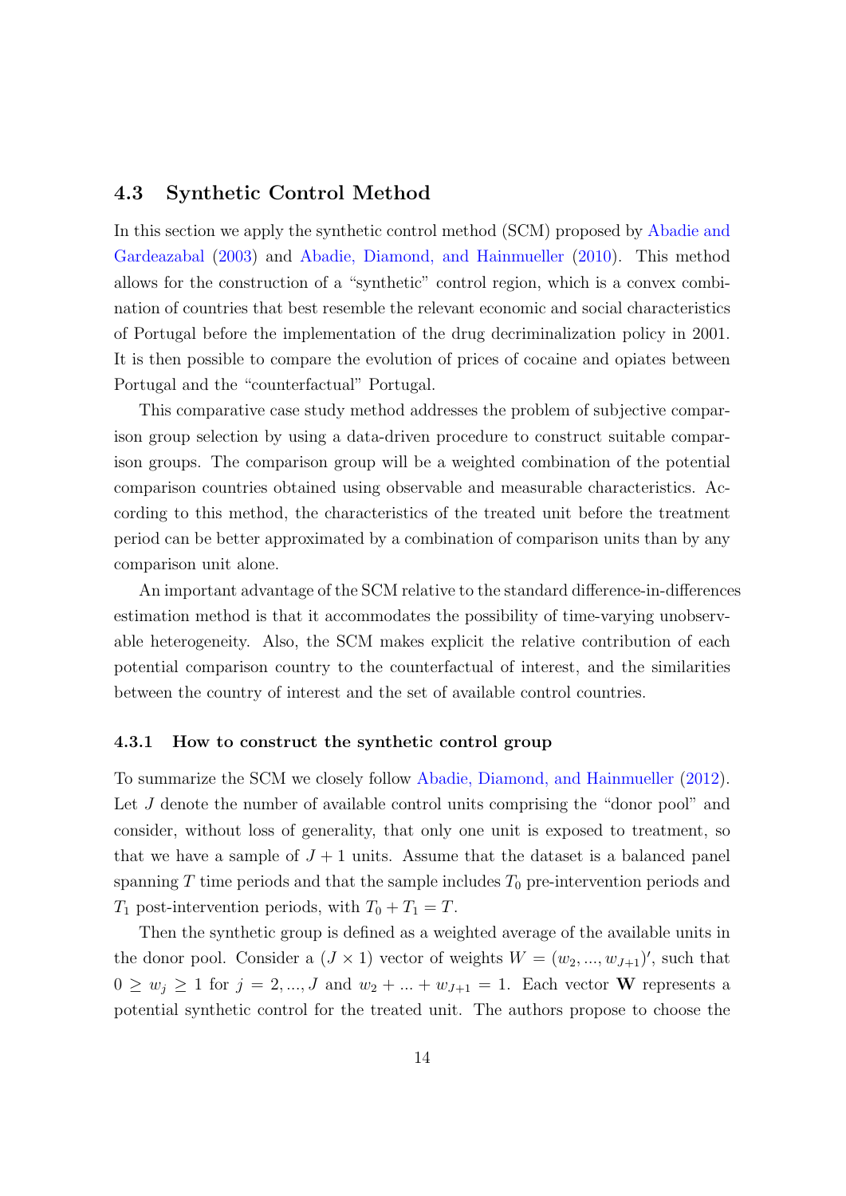### 4.3 Synthetic Control Method

In this section we apply the synthetic control method (SCM) proposed by Abadie and Gardeazabal (2003) and Abadie, Diamond, and Hainmueller (2010). This method allows for the construction of a "synthetic" control region, which is a convex combination of countries that best resemble the relevant economic and social characteristics of Portugal before the implementation of the drug decriminalization policy in 2001. It is then possible to compare the evolution of prices of cocaine and opiates between Portugal and the "counterfactual" Portugal.

This comparative case study method addresses the problem of subjective comparison group selection by using a data-driven procedure to construct suitable comparison groups. The comparison group will be a weighted combination of the potential comparison countries obtained using observable and measurable characteristics. According to this method, the characteristics of the treated unit before the treatment period can be better approximated by a combination of comparison units than by any comparison unit alone.

An important advantage of the SCM relative to the standard difference-in-differences estimation method is that it accommodates the possibility of time-varying unobservable heterogeneity. Also, the SCM makes explicit the relative contribution of each potential comparison country to the counterfactual of interest, and the similarities between the country of interest and the set of available control countries.

#### 4.3.1 How to construct the synthetic control group

To summarize the SCM we closely follow Abadie, Diamond, and Hainmueller (2012). Let $J$ denote the number of available control units comprising the "donor pool" and consider, without loss of generality, that only one unit is exposed to treatment, so that we have a sample of $J+1$ units. Assume that the dataset is a balanced panel spanning $T$ time periods and that the sample includes $T_0$ pre-intervention periods and $T_1$ post-intervention periods, with $T_0 + T_1 = T$.

Then the synthetic group is defined as a weighted average of the available units in the donor pool. Consider a $(J \times 1)$ vector of weights $W = (w_2, ..., w_{J+1})'$, such that $0 \geq w_j \geq 1$ for $j = 2, ..., J$ and $w_2 + ... + w_{J+1} = 1$. Each vector $\mathbf{W}$ represents a potential synthetic control for the treated unit. The authors propose to choose the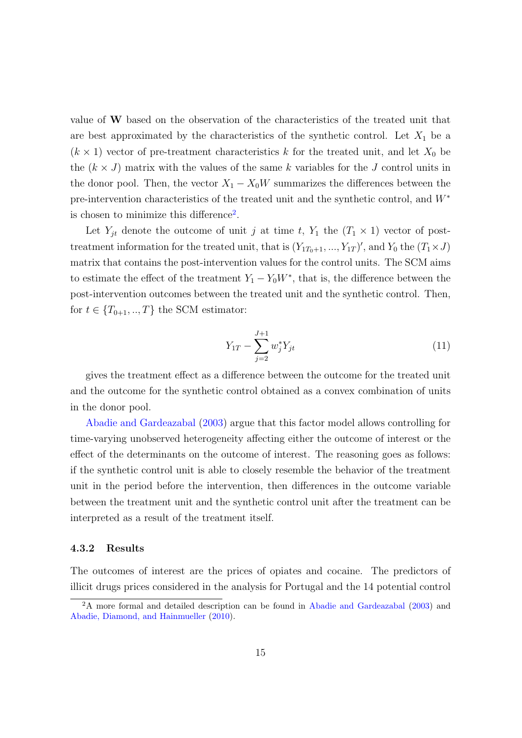value of **W** based on the observation of the characteristics of the treated unit that are best approximated by the characteristics of the synthetic control. Let $X_1$ be a $(k \times 1)$ vector of pre-treatment characteristics $k$ for the treated unit, and let $X_0$ be the $(k \times J)$ matrix with the values of the same $k$ variables for the $J$ control units in the donor pool. Then, the vector $X_1 - X_0 W$ summarizes the differences between the pre-intervention characteristics of the treated unit and the synthetic control, and $W^*$ is chosen to minimize this difference[2].

Let $Y_{jt}$ denote the outcome of unit $j$ at time $t$, $Y_1$ the $(T_1 \times 1)$ vector of post-treatment information for the treated unit, that is $(Y_{1T_0+1}, ..., Y_{1T})'$, and $Y_0$ the $(T_1 \times J)$ matrix that contains the post-intervention values for the control units. The SCM aims to estimate the effect of the treatment $Y_1 - Y_0 W^*$, that is, the difference between the post-intervention outcomes between the treated unit and the synthetic control. Then, for $t \in \{T_{0+1}, .., T\}$ the SCM estimator:

$$Y_{1T} - \sum_{j=2}^{J+1} w_j^* Y_{jt} \tag{11}$$

gives the treatment effect as a difference between the outcome for the treated unit and the outcome for the synthetic control obtained as a convex combination of units in the donor pool.

Abadie and Gardeazabal (2003) argue that this factor model allows controlling for time-varying unobserved heterogeneity affecting either the outcome of interest or the effect of the determinants on the outcome of interest. The reasoning goes as follows: if the synthetic control unit is able to closely resemble the behavior of the treatment unit in the period before the intervention, then differences in the outcome variable between the treatment unit and the synthetic control unit after the treatment can be interpreted as a result of the treatment itself.

### 4.3.2 Results

The outcomes of interest are the prices of opiates and cocaine. The predictors of illicit drugs prices considered in the analysis for Portugal and the 14 potential control

[2] A more formal and detailed description can be found in Abadie and Gardeazabal (2003) and Abadie, Diamond, and Hainmueller (2010).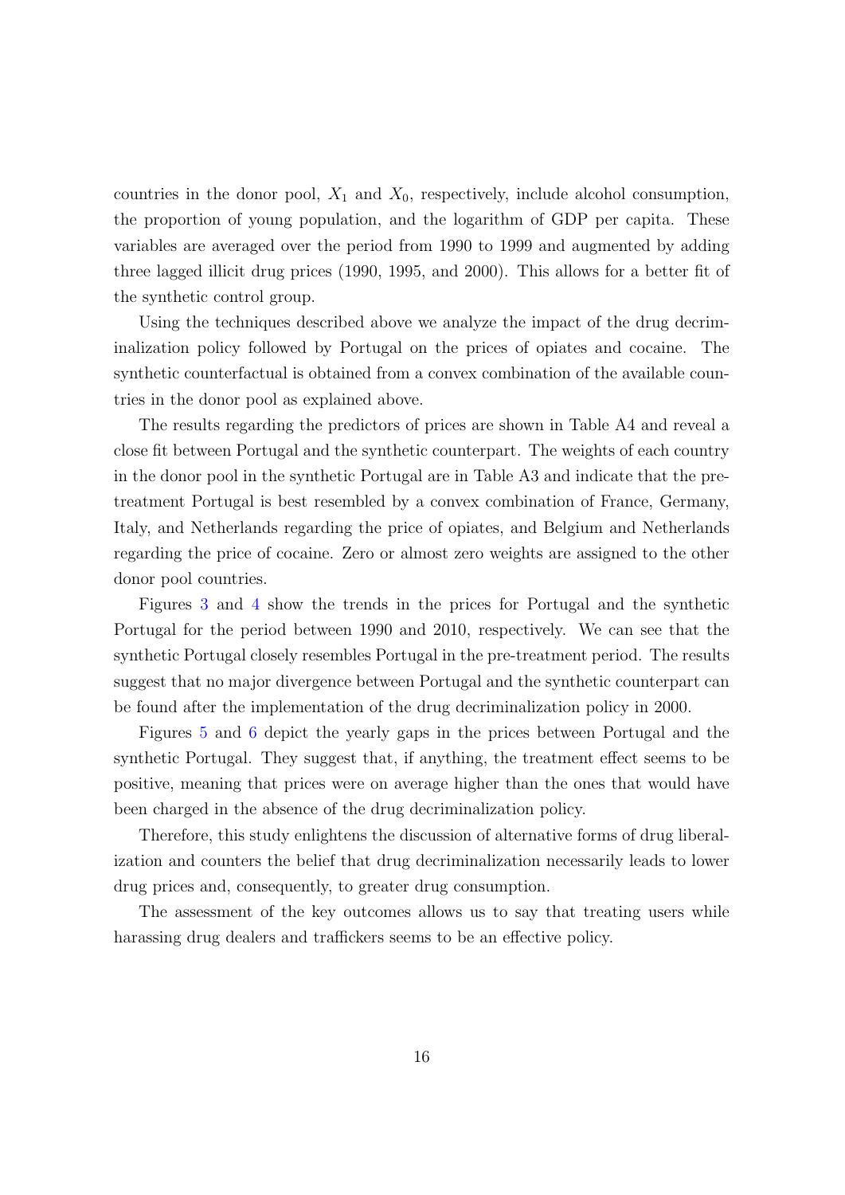countries in the donor pool, $X_1$ and $X_0$, respectively, include alcohol consumption, the proportion of young population, and the logarithm of GDP per capita. These variables are averaged over the period from 1990 to 1999 and augmented by adding three lagged illicit drug prices (1990, 1995, and 2000). This allows for a better fit of the synthetic control group.

Using the techniques described above we analyze the impact of the drug decriminalization policy followed by Portugal on the prices of opiates and cocaine. The synthetic counterfactual is obtained from a convex combination of the available countries in the donor pool as explained above.

The results regarding the predictors of prices are shown in Table A4 and reveal a close fit between Portugal and the synthetic counterpart. The weights of each country in the donor pool in the synthetic Portugal are in Table A3 and indicate that the pre-treatment Portugal is best resembled by a convex combination of France, Germany, Italy, and Netherlands regarding the price of opiates, and Belgium and Netherlands regarding the price of cocaine. Zero or almost zero weights are assigned to the other donor pool countries.

Figures 3 and 4 show the trends in the prices for Portugal and the synthetic Portugal for the period between 1990 and 2010, respectively. We can see that the synthetic Portugal closely resembles Portugal in the pre-treatment period. The results suggest that no major divergence between Portugal and the synthetic counterpart can be found after the implementation of the drug decriminalization policy in 2000.

Figures 5 and 6 depict the yearly gaps in the prices between Portugal and the synthetic Portugal. They suggest that, if anything, the treatment effect seems to be positive, meaning that prices were on average higher than the ones that would have been charged in the absence of the drug decriminalization policy.

Therefore, this study enlightens the discussion of alternative forms of drug liberalization and counters the belief that drug decriminalization necessarily leads to lower drug prices and, consequently, to greater drug consumption.

The assessment of the key outcomes allows us to say that treating users while harassing drug dealers and traffickers seems to be an effective policy.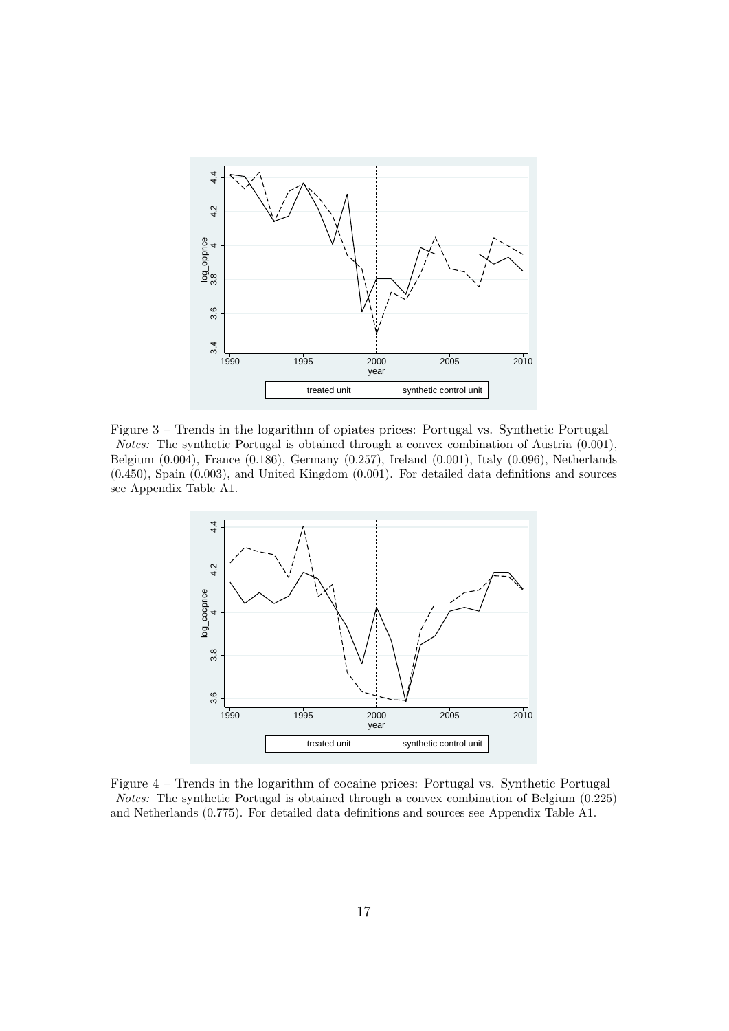Figure 3 – Trends in the logarithm of opiates prices: Portugal vs. Synthetic Portugal
*Notes:* The synthetic Portugal is obtained through a convex combination of Austria (0.001), Belgium (0.004), France (0.186), Germany (0.257), Ireland (0.001), Italy (0.096), Netherlands (0.450), Spain (0.003), and United Kingdom (0.001). For detailed data definitions and sources see Appendix Table A1.

Figure 4 – Trends in the logarithm of cocaine prices: Portugal vs. Synthetic Portugal
*Notes:* The synthetic Portugal is obtained through a convex combination of Belgium (0.225) and Netherlands (0.775). For detailed data definitions and sources see Appendix Table A1.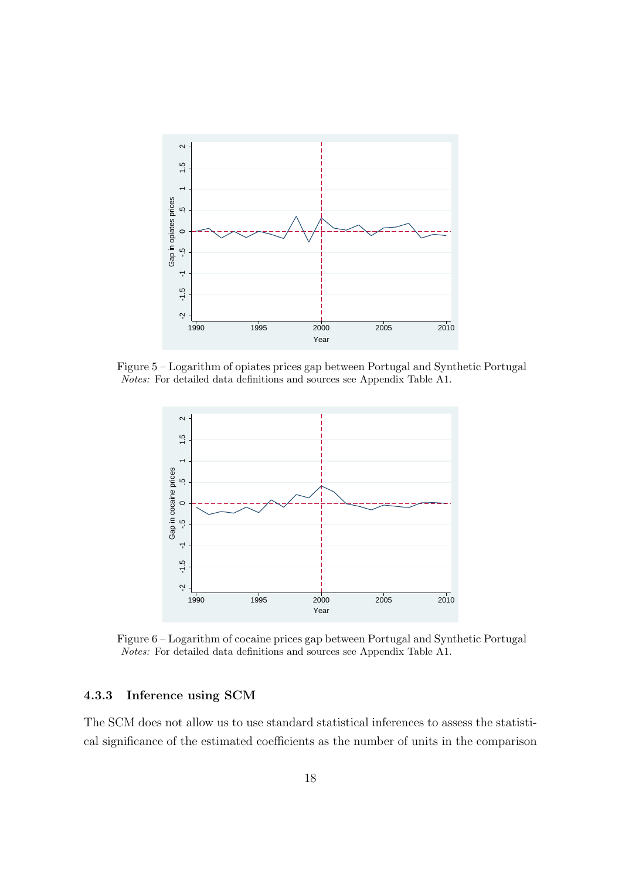Figure 5 – Logarithm of opiates prices gap between Portugal and Synthetic Portugal
*Notes:* For detailed data definitions and sources see Appendix Table A1.

Figure 6 – Logarithm of cocaine prices gap between Portugal and Synthetic Portugal
*Notes:* For detailed data definitions and sources see Appendix Table A1.

### 4.3.3 Inference using SCM

The SCM does not allow us to use standard statistical inferences to assess the statistical significance of the estimated coefficients as the number of units in the comparison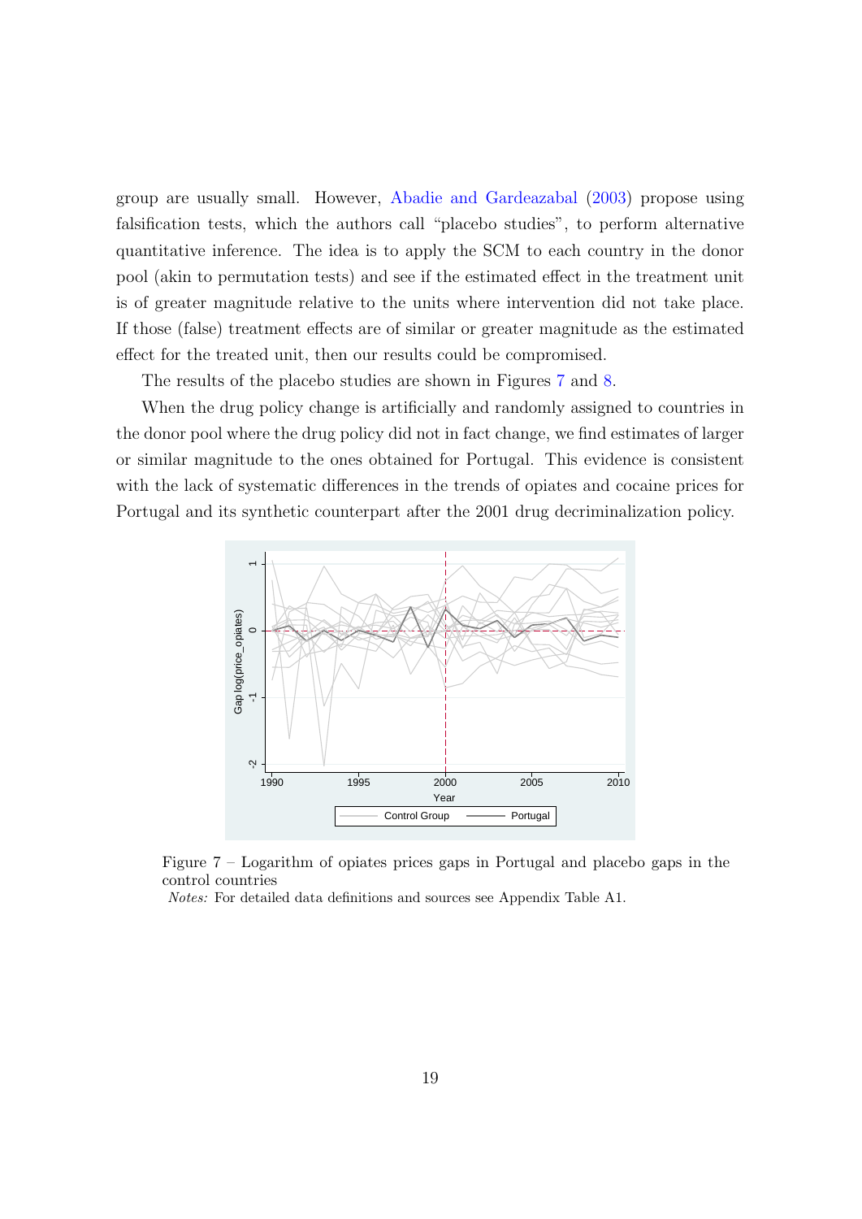group are usually small. However, Abadie and Gardeazabal (2003) propose using falsification tests, which the authors call "placebo studies", to perform alternative quantitative inference. The idea is to apply the SCM to each country in the donor pool (akin to permutation tests) and see if the estimated effect in the treatment unit is of greater magnitude relative to the units where intervention did not take place. If those (false) treatment effects are of similar or greater magnitude as the estimated effect for the treated unit, then our results could be compromised.

The results of the placebo studies are shown in Figures 7 and 8.

When the drug policy change is artificially and randomly assigned to countries in the donor pool where the drug policy did not in fact change, we find estimates of larger or similar magnitude to the ones obtained for Portugal. This evidence is consistent with the lack of systematic differences in the trends of opiates and cocaine prices for Portugal and its synthetic counterpart after the 2001 drug decriminalization policy.

Figure 7 – Logarithm of opiates prices gaps in Portugal and placebo gaps in the control countries

*Notes:* For detailed data definitions and sources see Appendix Table A1.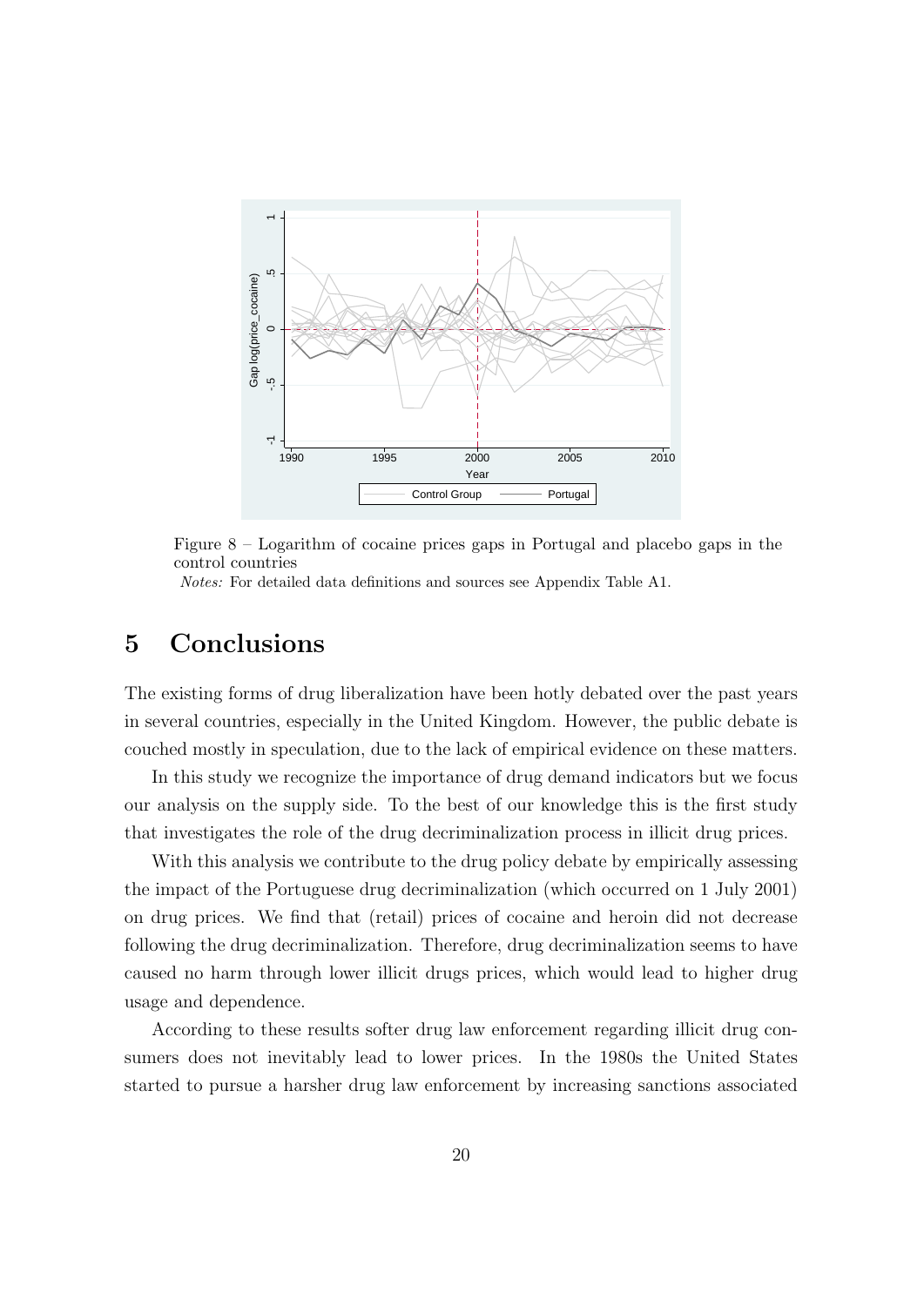Figure 8 – Logarithm of cocaine prices gaps in Portugal and placebo gaps in the control countries

*Notes:* For detailed data definitions and sources see Appendix Table A1.

## 5 Conclusions

The existing forms of drug liberalization have been hotly debated over the past years in several countries, especially in the United Kingdom. However, the public debate is couched mostly in speculation, due to the lack of empirical evidence on these matters.

In this study we recognize the importance of drug demand indicators but we focus our analysis on the supply side. To the best of our knowledge this is the first study that investigates the role of the drug decriminalization process in illicit drug prices.

With this analysis we contribute to the drug policy debate by empirically assessing the impact of the Portuguese drug decriminalization (which occurred on 1 July 2001) on drug prices. We find that (retail) prices of cocaine and heroin did not decrease following the drug decriminalization. Therefore, drug decriminalization seems to have caused no harm through lower illicit drugs prices, which would lead to higher drug usage and dependence.

According to these results softer drug law enforcement regarding illicit drug consumers does not inevitably lead to lower prices. In the 1980s the United States started to pursue a harsher drug law enforcement by increasing sanctions associated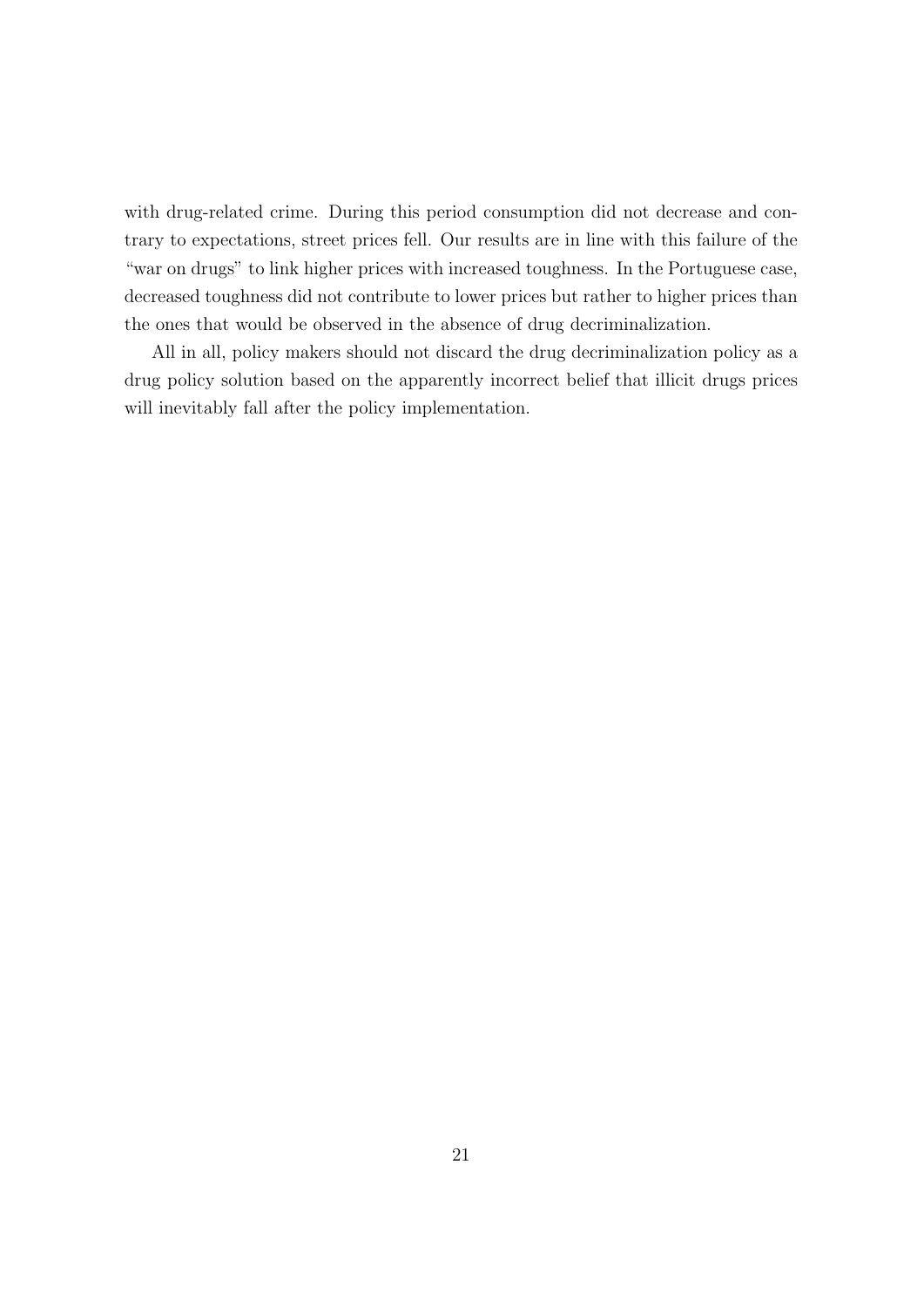with drug-related crime. During this period consumption did not decrease and contrary to expectations, street prices fell. Our results are in line with this failure of the "war on drugs" to link higher prices with increased toughness. In the Portuguese case, decreased toughness did not contribute to lower prices but rather to higher prices than the ones that would be observed in the absence of drug decriminalization.

All in all, policy makers should not discard the drug decriminalization policy as a drug policy solution based on the apparently incorrect belief that illicit drugs prices will inevitably fall after the policy implementation.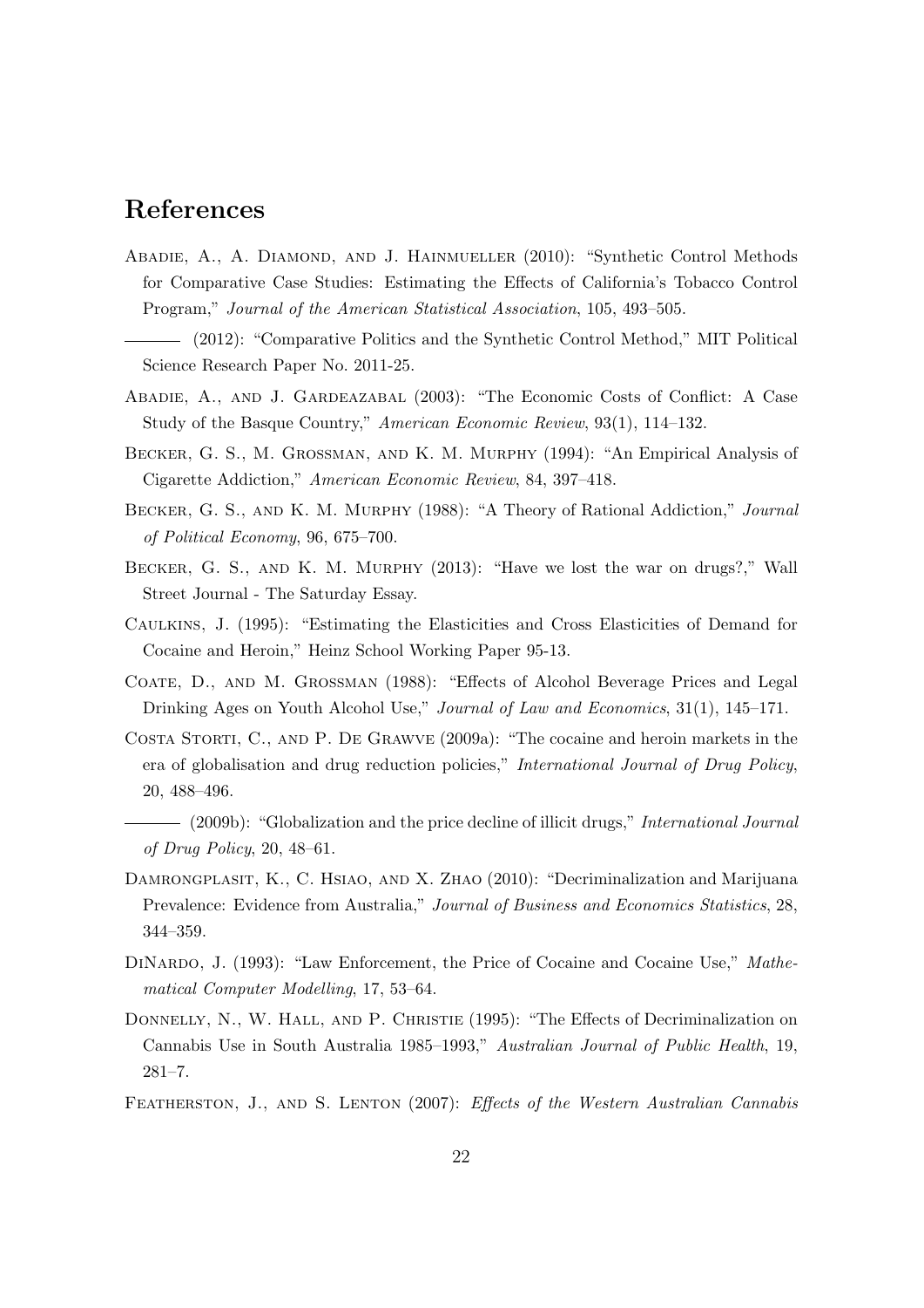# References

Abadie, A., A. Diamond, and J. Hainmueller (2010): "Synthetic Control Methods for Comparative Case Studies: Estimating the Effects of California's Tobacco Control Program," *Journal of the American Statistical Association*, 105, 493–505.

——— (2012): "Comparative Politics and the Synthetic Control Method," MIT Political Science Research Paper No. 2011-25.

Abadie, A., and J. Gardeazabal (2003): "The Economic Costs of Conflict: A Case Study of the Basque Country," *American Economic Review*, 93(1), 114–132.

Becker, G. S., M. Grossman, and K. M. Murphy (1994): "An Empirical Analysis of Cigarette Addiction," *American Economic Review*, 84, 397–418.

Becker, G. S., and K. M. Murphy (1988): "A Theory of Rational Addiction," *Journal of Political Economy*, 96, 675–700.

Becker, G. S., and K. M. Murphy (2013): "Have we lost the war on drugs?," Wall Street Journal - The Saturday Essay.

Caulkins, J. (1995): "Estimating the Elasticities and Cross Elasticities of Demand for Cocaine and Heroin," Heinz School Working Paper 95-13.

Coate, D., and M. Grossman (1988): "Effects of Alcohol Beverage Prices and Legal Drinking Ages on Youth Alcohol Use," *Journal of Law and Economics*, 31(1), 145–171.

Costa Storti, C., and P. De Grawve (2009a): "The cocaine and heroin markets in the era of globalisation and drug reduction policies," *International Journal of Drug Policy*, 20, 488–496.

——— (2009b): "Globalization and the price decline of illicit drugs," *International Journal of Drug Policy*, 20, 48–61.

Damrongplasit, K., C. Hsiao, and X. Zhao (2010): "Decriminalization and Marijuana Prevalence: Evidence from Australia," *Journal of Business and Economics Statistics*, 28, 344–359.

DiNardo, J. (1993): "Law Enforcement, the Price of Cocaine and Cocaine Use," *Mathematical Computer Modelling*, 17, 53–64.

Donnelly, N., W. Hall, and P. Christie (1995): "The Effects of Decriminalization on Cannabis Use in South Australia 1985–1993," *Australian Journal of Public Health*, 19, 281–7.

Featherston, J., and S. Lenton (2007): *Effects of the Western Australian Cannabis*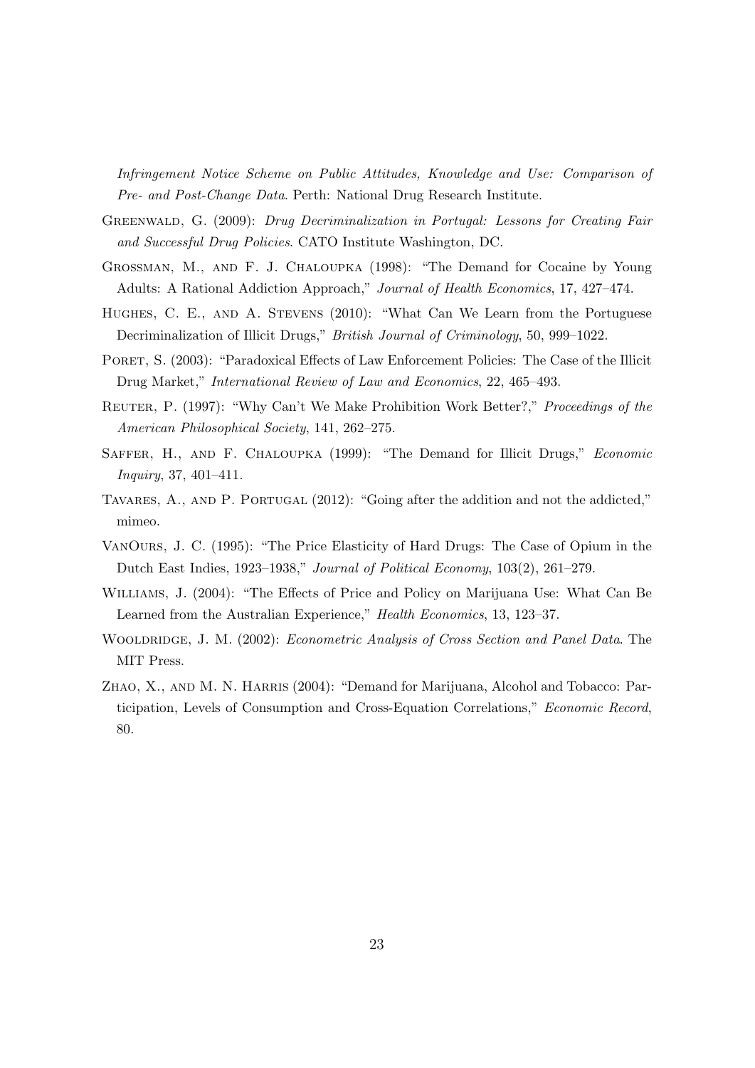*Infringement Notice Scheme on Public Attitudes, Knowledge and Use: Comparison of Pre- and Post-Change Data*. Perth: National Drug Research Institute.

Greenwald, G. (2009): *Drug Decriminalization in Portugal: Lessons for Creating Fair and Successful Drug Policies*. CATO Institute Washington, DC.

Grossman, M., and F. J. Chaloupka (1998): "The Demand for Cocaine by Young Adults: A Rational Addiction Approach," *Journal of Health Economics*, 17, 427–474.

Hughes, C. E., and A. Stevens (2010): "What Can We Learn from the Portuguese Decriminalization of Illicit Drugs," *British Journal of Criminology*, 50, 999–1022.

Poret, S. (2003): "Paradoxical Effects of Law Enforcement Policies: The Case of the Illicit Drug Market," *International Review of Law and Economics*, 22, 465–493.

Reuter, P. (1997): "Why Can't We Make Prohibition Work Better?," *Proceedings of the American Philosophical Society*, 141, 262–275.

Saffer, H., and F. Chaloupka (1999): "The Demand for Illicit Drugs," *Economic Inquiry*, 37, 401–411.

Tavares, A., and P. Portugal (2012): "Going after the addition and not the addicted," mimeo.

VanOurs, J. C. (1995): "The Price Elasticity of Hard Drugs: The Case of Opium in the Dutch East Indies, 1923–1938," *Journal of Political Economy*, 103(2), 261–279.

Williams, J. (2004): "The Effects of Price and Policy on Marijuana Use: What Can Be Learned from the Australian Experience," *Health Economics*, 13, 123–37.

Wooldridge, J. M. (2002): *Econometric Analysis of Cross Section and Panel Data*. The MIT Press.

Zhao, X., and M. N. Harris (2004): "Demand for Marijuana, Alcohol and Tobacco: Participation, Levels of Consumption and Cross-Equation Correlations," *Economic Record*, 80.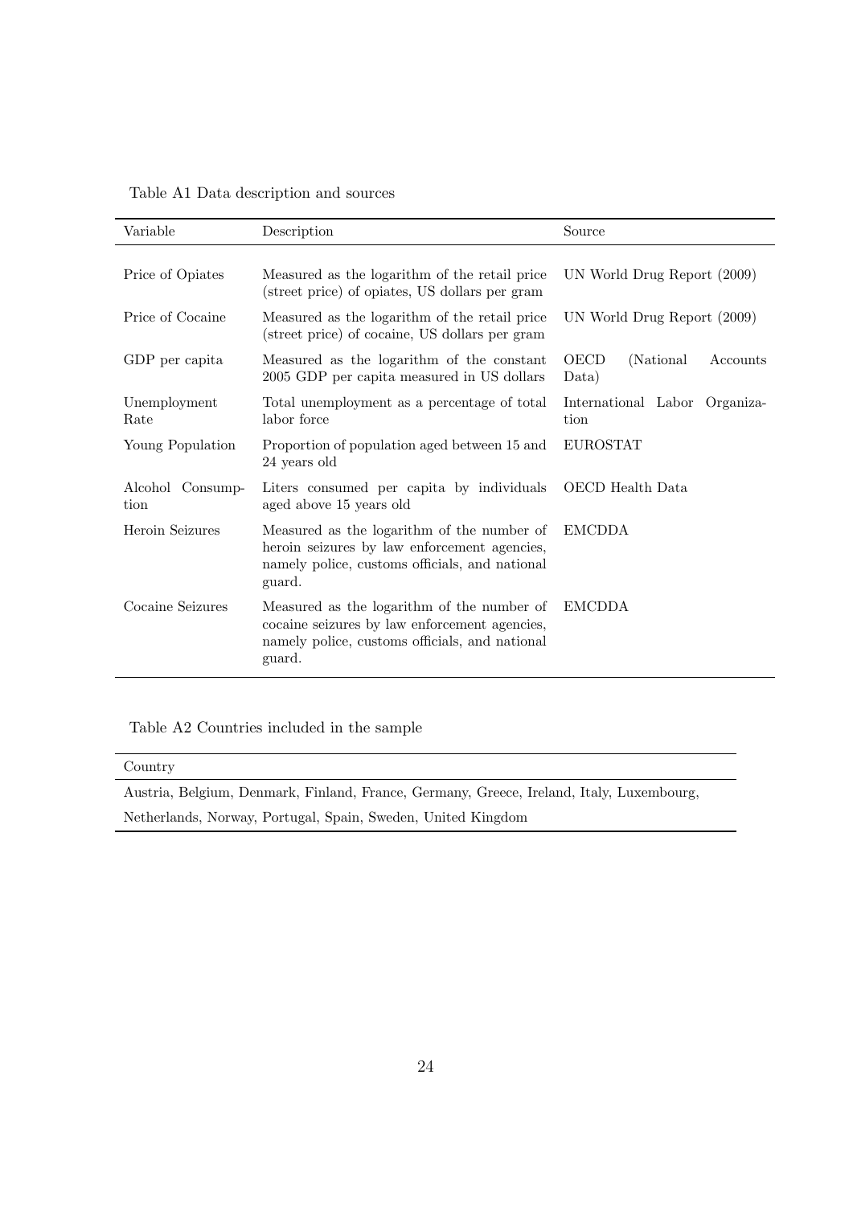Table A1 Data description and sources

| Variable | Description | Source |
| --- | --- | --- |
| Price of Opiates | Measured as the logarithm of the retail price (street price) of opiates, US dollars per gram | UN World Drug Report (2009) |
| Price of Cocaine | Measured as the logarithm of the retail price (street price) of cocaine, US dollars per gram | UN World Drug Report (2009) |
| GDP per capita | Measured as the logarithm of the constant 2005 GDP per capita measured in US dollars | OECD (National Accounts Data) |
| Unemployment Rate | Total unemployment as a percentage of total labor force | International Labor Organization |
| Young Population | Proportion of population aged between 15 and 24 years old | EUROSTAT |
| Alcohol Consumption | Liters consumed per capita by individuals aged above 15 years old | OECD Health Data |
| Heroin Seizures | Measured as the logarithm of the number of heroin seizures by law enforcement agencies, namely police, customs officials, and national guard. | EMCDDA |
| Cocaine Seizures | Measured as the logarithm of the number of cocaine seizures by law enforcement agencies, namely police, customs officials, and national guard. | EMCDDA |

Table A2 Countries included in the sample

| Country |
| --- |
| Austria, Belgium, Denmark, Finland, France, Germany, Greece, Ireland, Italy, Luxembourg, Netherlands, Norway, Portugal, Spain, Sweden, United Kingdom |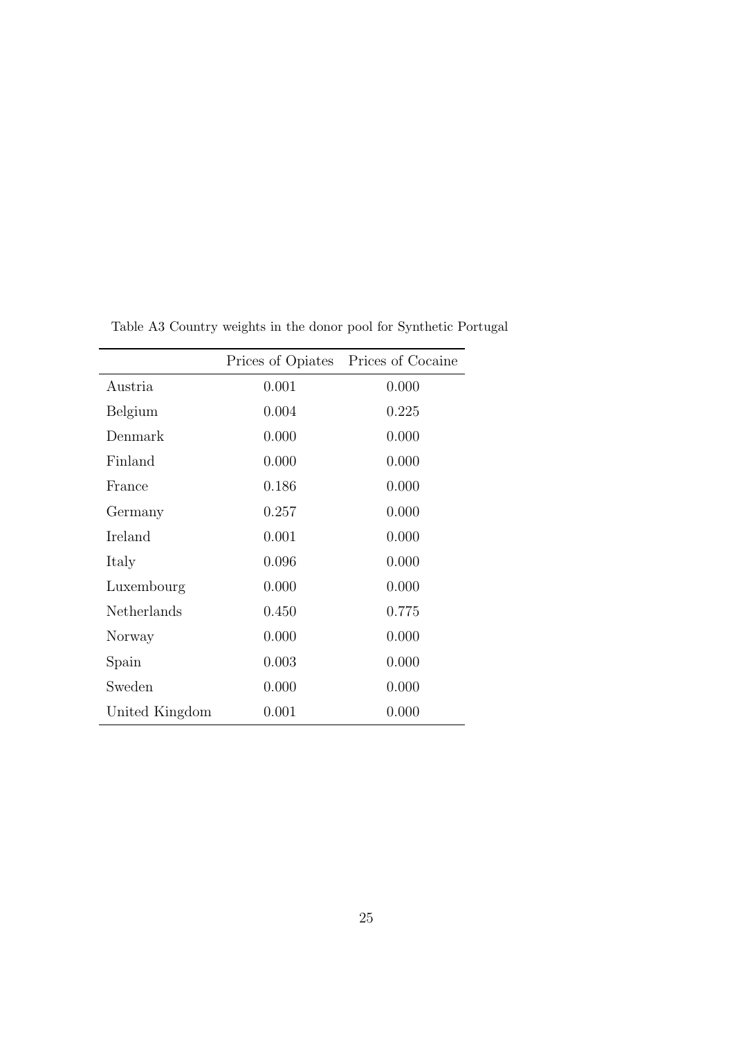Table A3 Country weights in the donor pool for Synthetic Portugal

| | Prices of Opiates | Prices of Cocaine |
|---|---|---|
| Austria | 0.001 | 0.000 |
| Belgium | 0.004 | 0.225 |
| Denmark | 0.000 | 0.000 |
| Finland | 0.000 | 0.000 |
| France | 0.186 | 0.000 |
| Germany | 0.257 | 0.000 |
| Ireland | 0.001 | 0.000 |
| Italy | 0.096 | 0.000 |
| Luxembourg | 0.000 | 0.000 |
| Netherlands | 0.450 | 0.775 |
| Norway | 0.000 | 0.000 |
| Spain | 0.003 | 0.000 |
| Sweden | 0.000 | 0.000 |
| United Kingdom | 0.001 | 0.000 |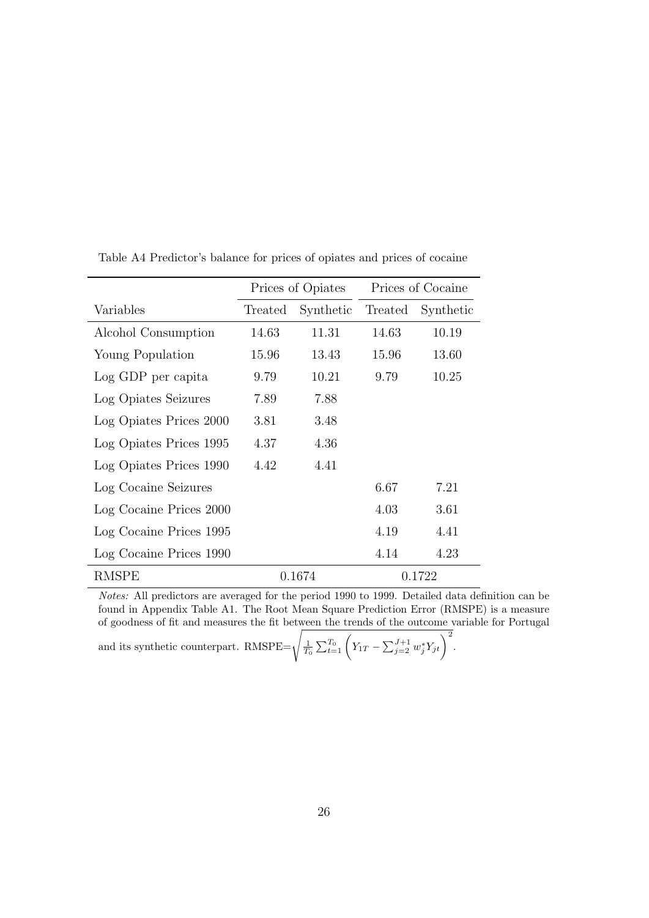Table A4 Predictor's balance for prices of opiates and prices of cocaine

| | Prices of Opiates | | Prices of Cocaine | |
|---|---|---|---|---|
| Variables | Treated | Synthetic | Treated | Synthetic |
| Alcohol Consumption | 14.63 | 11.31 | 14.63 | 10.19 |
| Young Population | 15.96 | 13.43 | 15.96 | 13.60 |
| Log GDP per capita | 9.79 | 10.21 | 9.79 | 10.25 |
| Log Opiates Seizures | 7.89 | 7.88 | | |
| Log Opiates Prices 2000 | 3.81 | 3.48 | | |
| Log Opiates Prices 1995 | 4.37 | 4.36 | | |
| Log Opiates Prices 1990 | 4.42 | 4.41 | | |
| Log Cocaine Seizures | | | 6.67 | 7.21 |
| Log Cocaine Prices 2000 | | | 4.03 | 3.61 |
| Log Cocaine Prices 1995 | | | 4.19 | 4.41 |
| Log Cocaine Prices 1990 | | | 4.14 | 4.23 |
| RMSPE | 0.1674 | | 0.1722 | |

*Notes:* All predictors are averaged for the period 1990 to 1999. Detailed data definition can be found in Appendix Table A1. The Root Mean Square Prediction Error (RMSPE) is a measure of goodness of fit and measures the fit between the trends of the outcome variable for Portugal and its synthetic counterpart. RMSPE=$\sqrt{\frac{1}{T_0}\sum_{t=1}^{T_0}\left(Y_{1T}-\sum_{j=2}^{J+1}w_j^*Y_{jt}\right)^2}$.